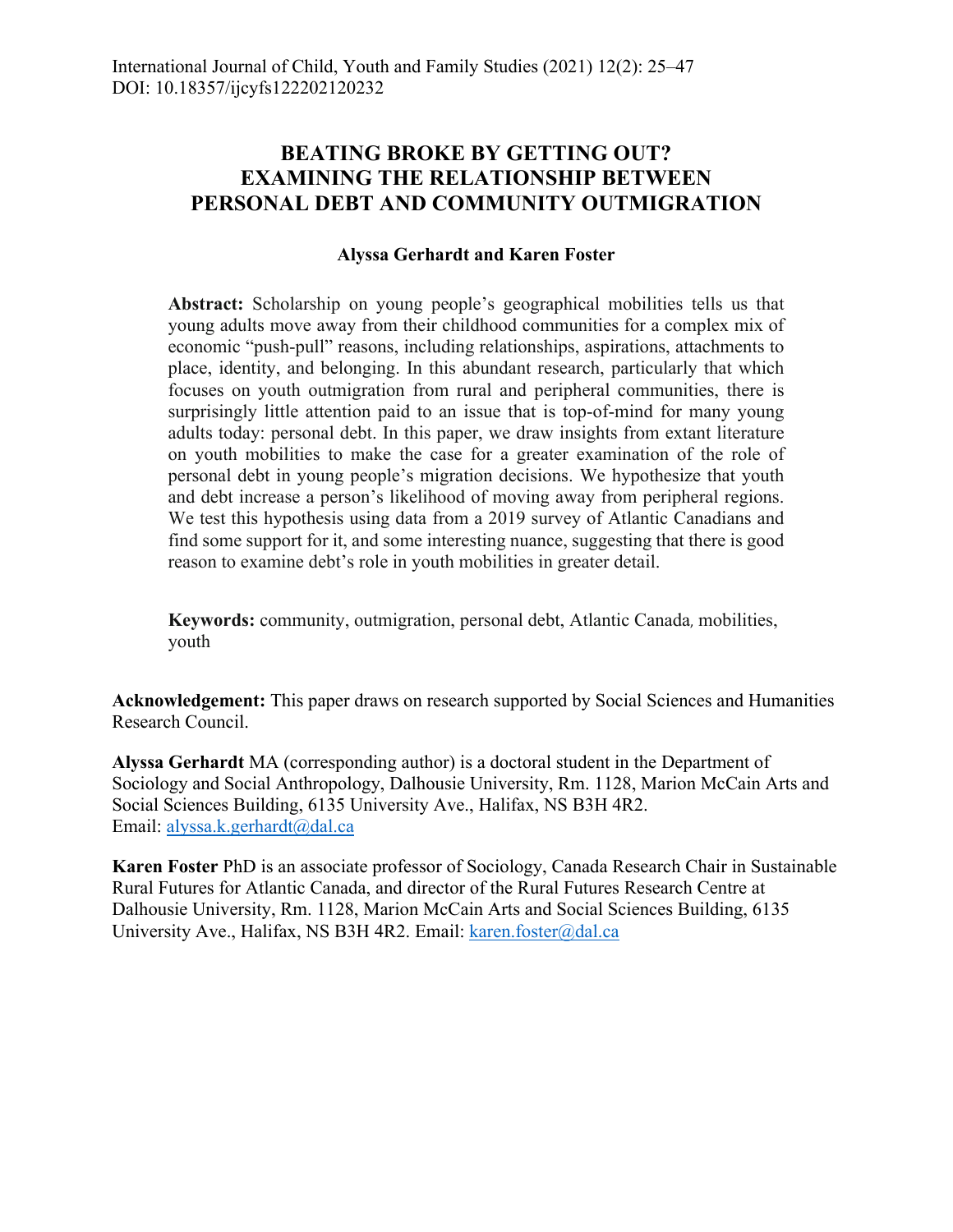# BEATING BROKE BY GETTING OUT? EXAMINING THE RELATIONSHIP BETWEEN PERSONAL DEBT AND COMMUNITY OUTMIGRATION

**Alyssa Gerhardt and Karen Foster**

**Abstract:** Scholarship on young people's geographical mobilities tells us that young adults move away from their childhood communities for a complex mix of economic "push-pull" reasons, including relationships, aspirations, attachments to place, identity, and belonging. In this abundant research, particularly that which focuses on youth outmigration from rural and peripheral communities, there is surprisingly little attention paid to an issue that is top-of-mind for many young adults today: personal debt. In this paper, we draw insights from extant literature on youth mobilities to make the case for a greater examination of the role of personal debt in young people's migration decisions. We hypothesize that youth and debt increase a person's likelihood of moving away from peripheral regions. We test this hypothesis using data from a 2019 survey of Atlantic Canadians and find some support for it, and some interesting nuance, suggesting that there is good reason to examine debt's role in youth mobilities in greater detail.

**Keywords:** community, outmigration, personal debt, Atlantic Canada, mobilities, youth

**Acknowledgement:** This paper draws on research supported by Social Sciences and Humanities Research Council.

**Alyssa Gerhardt** MA (corresponding author) is a doctoral student in the Department of Sociology and Social Anthropology, Dalhousie University, Rm. 1128, Marion McCain Arts and Social Sciences Building, 6135 University Ave., Halifax, NS B3H 4R2.
Email: alyssa.k.gerhardt@dal.ca

**Karen Foster** PhD is an associate professor of Sociology, Canada Research Chair in Sustainable Rural Futures for Atlantic Canada, and director of the Rural Futures Research Centre at Dalhousie University, Rm. 1128, Marion McCain Arts and Social Sciences Building, 6135 University Ave., Halifax, NS B3H 4R2. Email: karen.foster@dal.ca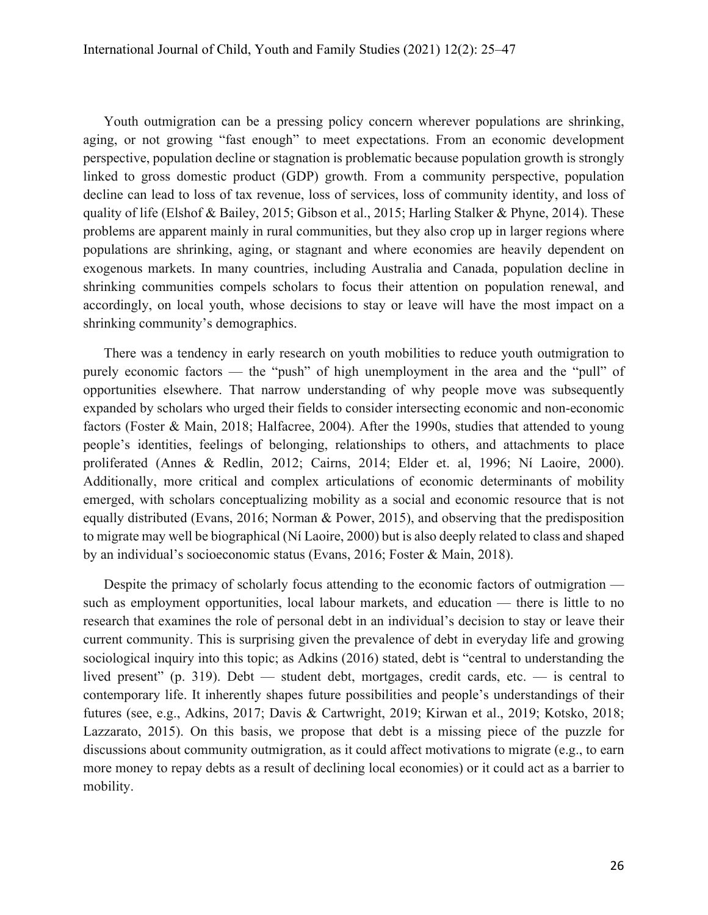Youth outmigration can be a pressing policy concern wherever populations are shrinking, aging, or not growing "fast enough" to meet expectations. From an economic development perspective, population decline or stagnation is problematic because population growth is strongly linked to gross domestic product (GDP) growth. From a community perspective, population decline can lead to loss of tax revenue, loss of services, loss of community identity, and loss of quality of life (Elshof & Bailey, 2015; Gibson et al., 2015; Harling Stalker & Phyne, 2014). These problems are apparent mainly in rural communities, but they also crop up in larger regions where populations are shrinking, aging, or stagnant and where economies are heavily dependent on exogenous markets. In many countries, including Australia and Canada, population decline in shrinking communities compels scholars to focus their attention on population renewal, and accordingly, on local youth, whose decisions to stay or leave will have the most impact on a shrinking community's demographics.

There was a tendency in early research on youth mobilities to reduce youth outmigration to purely economic factors — the "push" of high unemployment in the area and the "pull" of opportunities elsewhere. That narrow understanding of why people move was subsequently expanded by scholars who urged their fields to consider intersecting economic and non-economic factors (Foster & Main, 2018; Halfacree, 2004). After the 1990s, studies that attended to young people's identities, feelings of belonging, relationships to others, and attachments to place proliferated (Annes & Redlin, 2012; Cairns, 2014; Elder et. al, 1996; Ní Laoire, 2000). Additionally, more critical and complex articulations of economic determinants of mobility emerged, with scholars conceptualizing mobility as a social and economic resource that is not equally distributed (Evans, 2016; Norman & Power, 2015), and observing that the predisposition to migrate may well be biographical (Ní Laoire, 2000) but is also deeply related to class and shaped by an individual's socioeconomic status (Evans, 2016; Foster & Main, 2018).

Despite the primacy of scholarly focus attending to the economic factors of outmigration — such as employment opportunities, local labour markets, and education — there is little to no research that examines the role of personal debt in an individual's decision to stay or leave their current community. This is surprising given the prevalence of debt in everyday life and growing sociological inquiry into this topic; as Adkins (2016) stated, debt is "central to understanding the lived present" (p. 319). Debt — student debt, mortgages, credit cards, etc. — is central to contemporary life. It inherently shapes future possibilities and people's understandings of their futures (see, e.g., Adkins, 2017; Davis & Cartwright, 2019; Kirwan et al., 2019; Kotsko, 2018; Lazzarato, 2015). On this basis, we propose that debt is a missing piece of the puzzle for discussions about community outmigration, as it could affect motivations to migrate (e.g., to earn more money to repay debts as a result of declining local economies) or it could act as a barrier to mobility.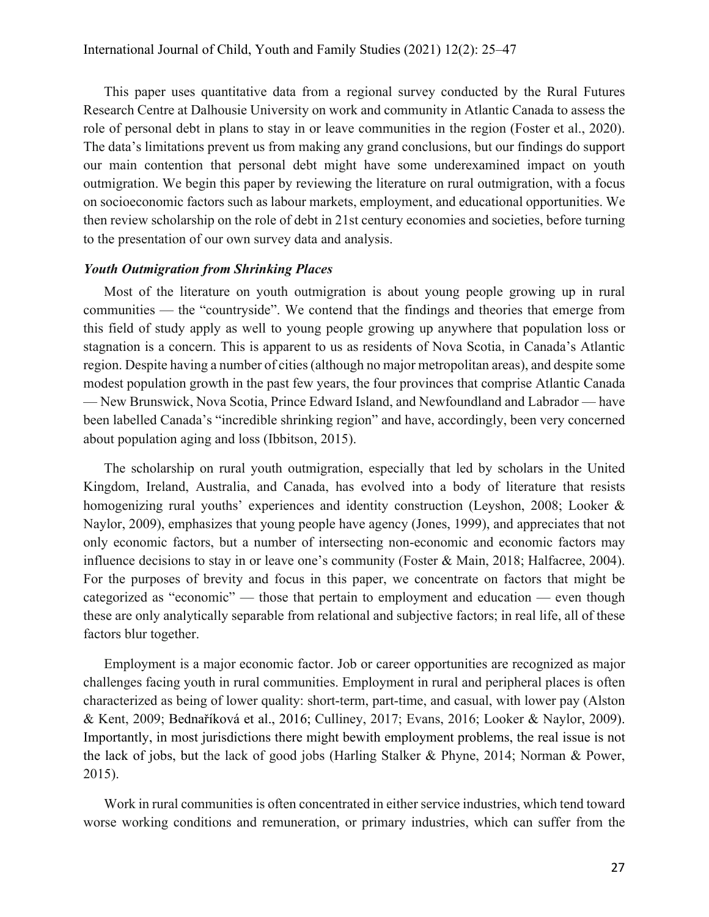This paper uses quantitative data from a regional survey conducted by the Rural Futures Research Centre at Dalhousie University on work and community in Atlantic Canada to assess the role of personal debt in plans to stay in or leave communities in the region (Foster et al., 2020). The data's limitations prevent us from making any grand conclusions, but our findings do support our main contention that personal debt might have some underexamined impact on youth outmigration. We begin this paper by reviewing the literature on rural outmigration, with a focus on socioeconomic factors such as labour markets, employment, and educational opportunities. We then review scholarship on the role of debt in 21st century economies and societies, before turning to the presentation of our own survey data and analysis.

### *Youth Outmigration from Shrinking Places*

Most of the literature on youth outmigration is about young people growing up in rural communities — the "countryside". We contend that the findings and theories that emerge from this field of study apply as well to young people growing up anywhere that population loss or stagnation is a concern. This is apparent to us as residents of Nova Scotia, in Canada's Atlantic region. Despite having a number of cities (although no major metropolitan areas), and despite some modest population growth in the past few years, the four provinces that comprise Atlantic Canada — New Brunswick, Nova Scotia, Prince Edward Island, and Newfoundland and Labrador — have been labelled Canada's "incredible shrinking region" and have, accordingly, been very concerned about population aging and loss (Ibbitson, 2015).

The scholarship on rural youth outmigration, especially that led by scholars in the United Kingdom, Ireland, Australia, and Canada, has evolved into a body of literature that resists homogenizing rural youths' experiences and identity construction (Leyshon, 2008; Looker & Naylor, 2009), emphasizes that young people have agency (Jones, 1999), and appreciates that not only economic factors, but a number of intersecting non-economic and economic factors may influence decisions to stay in or leave one's community (Foster & Main, 2018; Halfacree, 2004). For the purposes of brevity and focus in this paper, we concentrate on factors that might be categorized as "economic" — those that pertain to employment and education — even though these are only analytically separable from relational and subjective factors; in real life, all of these factors blur together.

Employment is a major economic factor. Job or career opportunities are recognized as major challenges facing youth in rural communities. Employment in rural and peripheral places is often characterized as being of lower quality: short-term, part-time, and casual, with lower pay (Alston & Kent, 2009; Bednaříková et al., 2016; Culliney, 2017; Evans, 2016; Looker & Naylor, 2009). Importantly, in most jurisdictions there might bewith employment problems, the real issue is not the lack of jobs, but the lack of good jobs (Harling Stalker & Phyne, 2014; Norman & Power, 2015).

Work in rural communities is often concentrated in either service industries, which tend toward worse working conditions and remuneration, or primary industries, which can suffer from the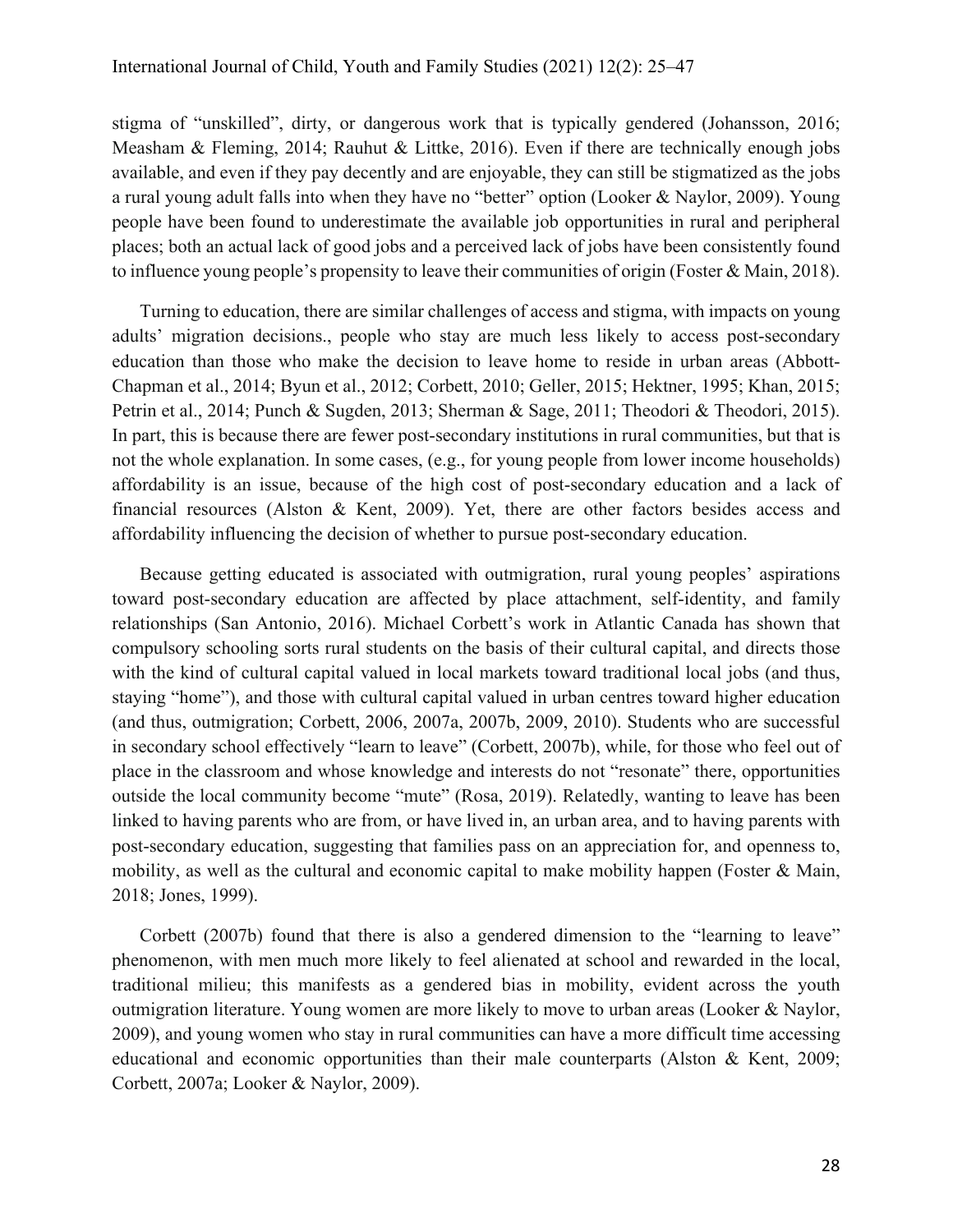stigma of "unskilled", dirty, or dangerous work that is typically gendered (Johansson, 2016; Measham & Fleming, 2014; Rauhut & Littke, 2016). Even if there are technically enough jobs available, and even if they pay decently and are enjoyable, they can still be stigmatized as the jobs a rural young adult falls into when they have no "better" option (Looker & Naylor, 2009). Young people have been found to underestimate the available job opportunities in rural and peripheral places; both an actual lack of good jobs and a perceived lack of jobs have been consistently found to influence young people's propensity to leave their communities of origin (Foster & Main, 2018).

Turning to education, there are similar challenges of access and stigma, with impacts on young adults' migration decisions., people who stay are much less likely to access post-secondary education than those who make the decision to leave home to reside in urban areas (Abbott-Chapman et al., 2014; Byun et al., 2012; Corbett, 2010; Geller, 2015; Hektner, 1995; Khan, 2015; Petrin et al., 2014; Punch & Sugden, 2013; Sherman & Sage, 2011; Theodori & Theodori, 2015). In part, this is because there are fewer post-secondary institutions in rural communities, but that is not the whole explanation. In some cases, (e.g., for young people from lower income households) affordability is an issue, because of the high cost of post-secondary education and a lack of financial resources (Alston & Kent, 2009). Yet, there are other factors besides access and affordability influencing the decision of whether to pursue post-secondary education.

Because getting educated is associated with outmigration, rural young peoples' aspirations toward post-secondary education are affected by place attachment, self-identity, and family relationships (San Antonio, 2016). Michael Corbett's work in Atlantic Canada has shown that compulsory schooling sorts rural students on the basis of their cultural capital, and directs those with the kind of cultural capital valued in local markets toward traditional local jobs (and thus, staying "home"), and those with cultural capital valued in urban centres toward higher education (and thus, outmigration; Corbett, 2006, 2007a, 2007b, 2009, 2010). Students who are successful in secondary school effectively "learn to leave" (Corbett, 2007b), while, for those who feel out of place in the classroom and whose knowledge and interests do not "resonate" there, opportunities outside the local community become "mute" (Rosa, 2019). Relatedly, wanting to leave has been linked to having parents who are from, or have lived in, an urban area, and to having parents with post-secondary education, suggesting that families pass on an appreciation for, and openness to, mobility, as well as the cultural and economic capital to make mobility happen (Foster & Main, 2018; Jones, 1999).

Corbett (2007b) found that there is also a gendered dimension to the "learning to leave" phenomenon, with men much more likely to feel alienated at school and rewarded in the local, traditional milieu; this manifests as a gendered bias in mobility, evident across the youth outmigration literature. Young women are more likely to move to urban areas (Looker & Naylor, 2009), and young women who stay in rural communities can have a more difficult time accessing educational and economic opportunities than their male counterparts (Alston & Kent, 2009; Corbett, 2007a; Looker & Naylor, 2009).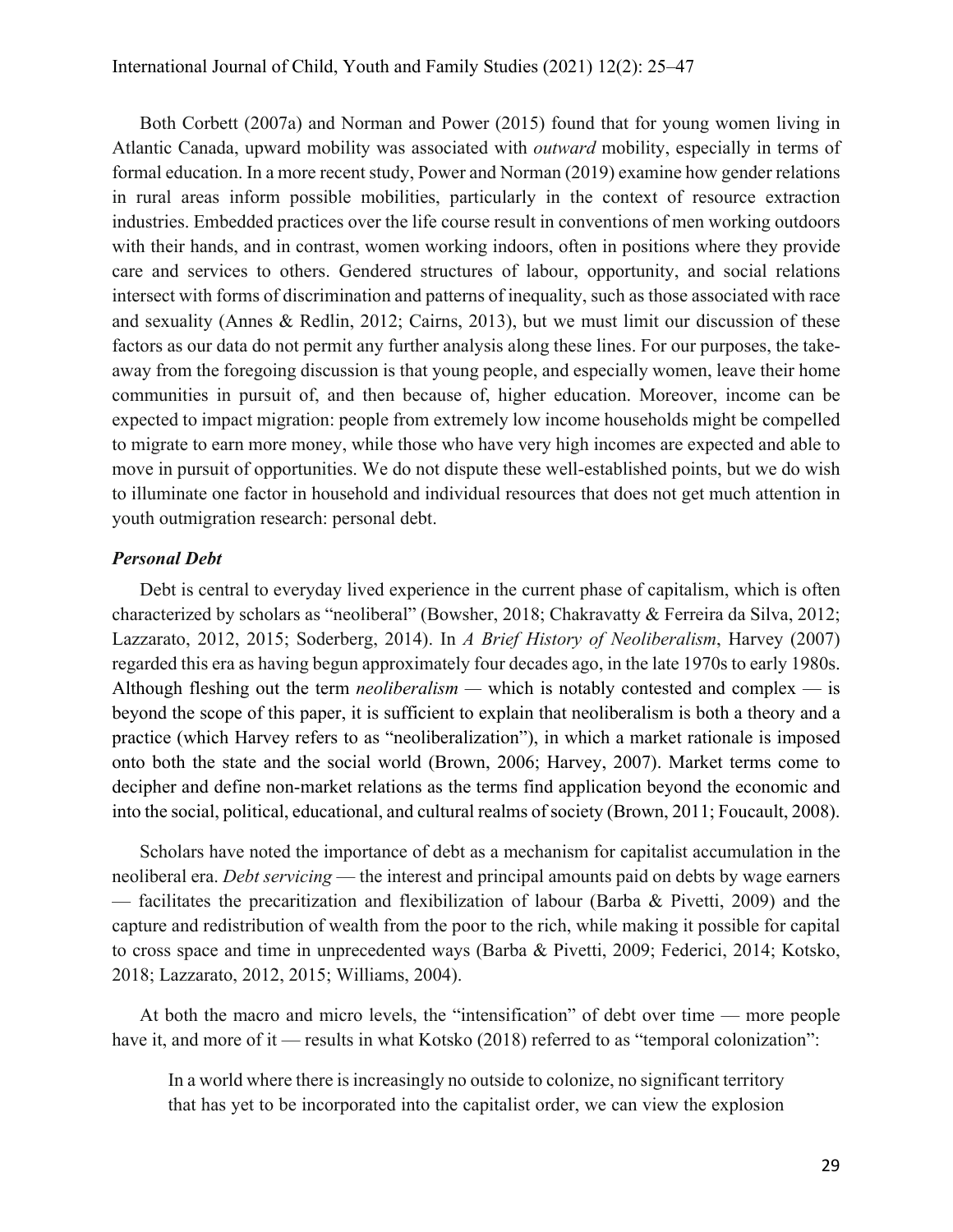Both Corbett (2007a) and Norman and Power (2015) found that for young women living in Atlantic Canada, upward mobility was associated with *outward* mobility, especially in terms of formal education. In a more recent study, Power and Norman (2019) examine how gender relations in rural areas inform possible mobilities, particularly in the context of resource extraction industries. Embedded practices over the life course result in conventions of men working outdoors with their hands, and in contrast, women working indoors, often in positions where they provide care and services to others. Gendered structures of labour, opportunity, and social relations intersect with forms of discrimination and patterns of inequality, such as those associated with race and sexuality (Annes & Redlin, 2012; Cairns, 2013), but we must limit our discussion of these factors as our data do not permit any further analysis along these lines. For our purposes, the take-away from the foregoing discussion is that young people, and especially women, leave their home communities in pursuit of, and then because of, higher education. Moreover, income can be expected to impact migration: people from extremely low income households might be compelled to migrate to earn more money, while those who have very high incomes are expected and able to move in pursuit of opportunities. We do not dispute these well-established points, but we do wish to illuminate one factor in household and individual resources that does not get much attention in youth outmigration research: personal debt.

### *Personal Debt*

Debt is central to everyday lived experience in the current phase of capitalism, which is often characterized by scholars as "neoliberal" (Bowsher, 2018; Chakravatty & Ferreira da Silva, 2012; Lazzarato, 2012, 2015; Soderberg, 2014). In *A Brief History of Neoliberalism*, Harvey (2007) regarded this era as having begun approximately four decades ago, in the late 1970s to early 1980s. Although fleshing out the term *neoliberalism* — which is notably contested and complex — is beyond the scope of this paper, it is sufficient to explain that neoliberalism is both a theory and a practice (which Harvey refers to as "neoliberalization"), in which a market rationale is imposed onto both the state and the social world (Brown, 2006; Harvey, 2007). Market terms come to decipher and define non-market relations as the terms find application beyond the economic and into the social, political, educational, and cultural realms of society (Brown, 2011; Foucault, 2008).

Scholars have noted the importance of debt as a mechanism for capitalist accumulation in the neoliberal era. *Debt servicing* — the interest and principal amounts paid on debts by wage earners — facilitates the precaritization and flexibilization of labour (Barba & Pivetti, 2009) and the capture and redistribution of wealth from the poor to the rich, while making it possible for capital to cross space and time in unprecedented ways (Barba & Pivetti, 2009; Federici, 2014; Kotsko, 2018; Lazzarato, 2012, 2015; Williams, 2004).

At both the macro and micro levels, the "intensification" of debt over time — more people have it, and more of it — results in what Kotsko (2018) referred to as "temporal colonization":

> In a world where there is increasingly no outside to colonize, no significant territory that has yet to be incorporated into the capitalist order, we can view the explosion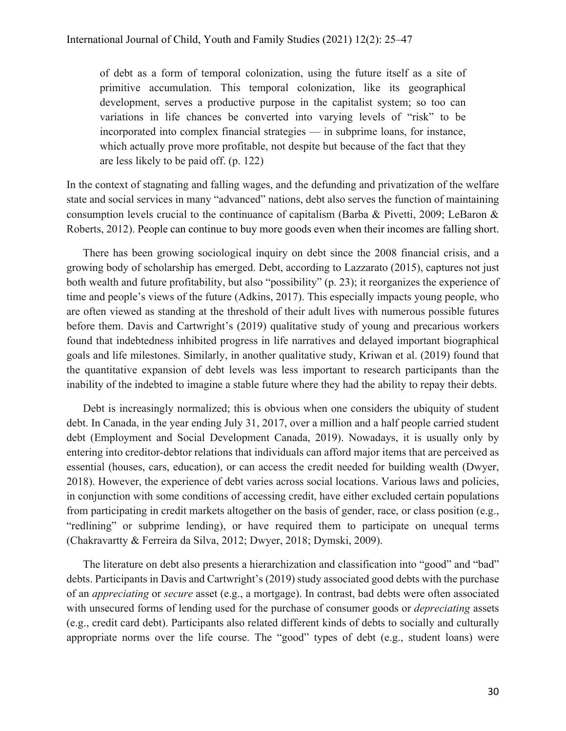> of debt as a form of temporal colonization, using the future itself as a site of primitive accumulation. This temporal colonization, like its geographical development, serves a productive purpose in the capitalist system; so too can variations in life chances be converted into varying levels of "risk" to be incorporated into complex financial strategies — in subprime loans, for instance, which actually prove more profitable, not despite but because of the fact that they are less likely to be paid off. (p. 122)

In the context of stagnating and falling wages, and the defunding and privatization of the welfare state and social services in many "advanced" nations, debt also serves the function of maintaining consumption levels crucial to the continuance of capitalism (Barba & Pivetti, 2009; LeBaron & Roberts, 2012). People can continue to buy more goods even when their incomes are falling short.

There has been growing sociological inquiry on debt since the 2008 financial crisis, and a growing body of scholarship has emerged. Debt, according to Lazzarato (2015), captures not just both wealth and future profitability, but also "possibility" (p. 23); it reorganizes the experience of time and people's views of the future (Adkins, 2017). This especially impacts young people, who are often viewed as standing at the threshold of their adult lives with numerous possible futures before them. Davis and Cartwright's (2019) qualitative study of young and precarious workers found that indebtedness inhibited progress in life narratives and delayed important biographical goals and life milestones. Similarly, in another qualitative study, Kriwan et al. (2019) found that the quantitative expansion of debt levels was less important to research participants than the inability of the indebted to imagine a stable future where they had the ability to repay their debts.

Debt is increasingly normalized; this is obvious when one considers the ubiquity of student debt. In Canada, in the year ending July 31, 2017, over a million and a half people carried student debt (Employment and Social Development Canada, 2019). Nowadays, it is usually only by entering into creditor-debtor relations that individuals can afford major items that are perceived as essential (houses, cars, education), or can access the credit needed for building wealth (Dwyer, 2018). However, the experience of debt varies across social locations. Various laws and policies, in conjunction with some conditions of accessing credit, have either excluded certain populations from participating in credit markets altogether on the basis of gender, race, or class position (e.g., "redlining" or subprime lending), or have required them to participate on unequal terms (Chakravartty & Ferreira da Silva, 2012; Dwyer, 2018; Dymski, 2009).

The literature on debt also presents a hierarchization and classification into "good" and "bad" debts. Participants in Davis and Cartwright's (2019) study associated good debts with the purchase of an *appreciating* or *secure* asset (e.g., a mortgage). In contrast, bad debts were often associated with unsecured forms of lending used for the purchase of consumer goods or *depreciating* assets (e.g., credit card debt). Participants also related different kinds of debts to socially and culturally appropriate norms over the life course. The "good" types of debt (e.g., student loans) were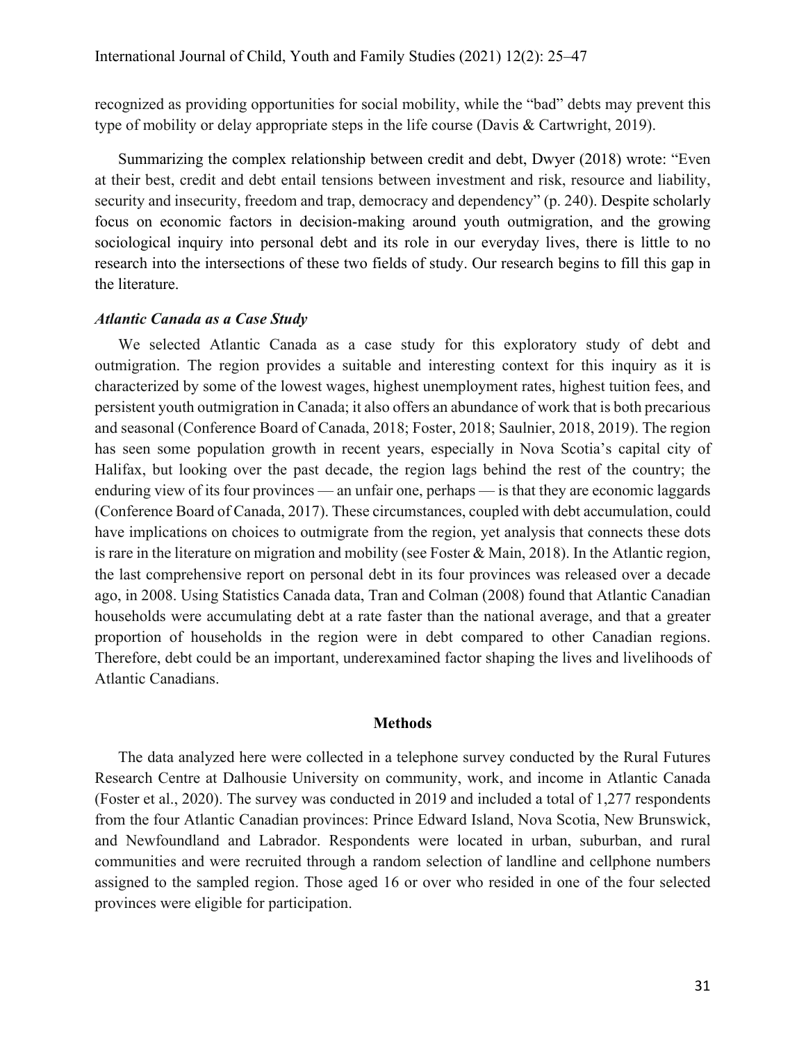recognized as providing opportunities for social mobility, while the "bad" debts may prevent this type of mobility or delay appropriate steps in the life course (Davis & Cartwright, 2019).

Summarizing the complex relationship between credit and debt, Dwyer (2018) wrote: "Even at their best, credit and debt entail tensions between investment and risk, resource and liability, security and insecurity, freedom and trap, democracy and dependency" (p. 240). Despite scholarly focus on economic factors in decision-making around youth outmigration, and the growing sociological inquiry into personal debt and its role in our everyday lives, there is little to no research into the intersections of these two fields of study. Our research begins to fill this gap in the literature.

### *Atlantic Canada as a Case Study*

We selected Atlantic Canada as a case study for this exploratory study of debt and outmigration. The region provides a suitable and interesting context for this inquiry as it is characterized by some of the lowest wages, highest unemployment rates, highest tuition fees, and persistent youth outmigration in Canada; it also offers an abundance of work that is both precarious and seasonal (Conference Board of Canada, 2018; Foster, 2018; Saulnier, 2018, 2019). The region has seen some population growth in recent years, especially in Nova Scotia's capital city of Halifax, but looking over the past decade, the region lags behind the rest of the country; the enduring view of its four provinces — an unfair one, perhaps — is that they are economic laggards (Conference Board of Canada, 2017). These circumstances, coupled with debt accumulation, could have implications on choices to outmigrate from the region, yet analysis that connects these dots is rare in the literature on migration and mobility (see Foster & Main, 2018). In the Atlantic region, the last comprehensive report on personal debt in its four provinces was released over a decade ago, in 2008. Using Statistics Canada data, Tran and Colman (2008) found that Atlantic Canadian households were accumulating debt at a rate faster than the national average, and that a greater proportion of households in the region were in debt compared to other Canadian regions. Therefore, debt could be an important, underexamined factor shaping the lives and livelihoods of Atlantic Canadians.

## Methods

The data analyzed here were collected in a telephone survey conducted by the Rural Futures Research Centre at Dalhousie University on community, work, and income in Atlantic Canada (Foster et al., 2020). The survey was conducted in 2019 and included a total of 1,277 respondents from the four Atlantic Canadian provinces: Prince Edward Island, Nova Scotia, New Brunswick, and Newfoundland and Labrador. Respondents were located in urban, suburban, and rural communities and were recruited through a random selection of landline and cellphone numbers assigned to the sampled region. Those aged 16 or over who resided in one of the four selected provinces were eligible for participation.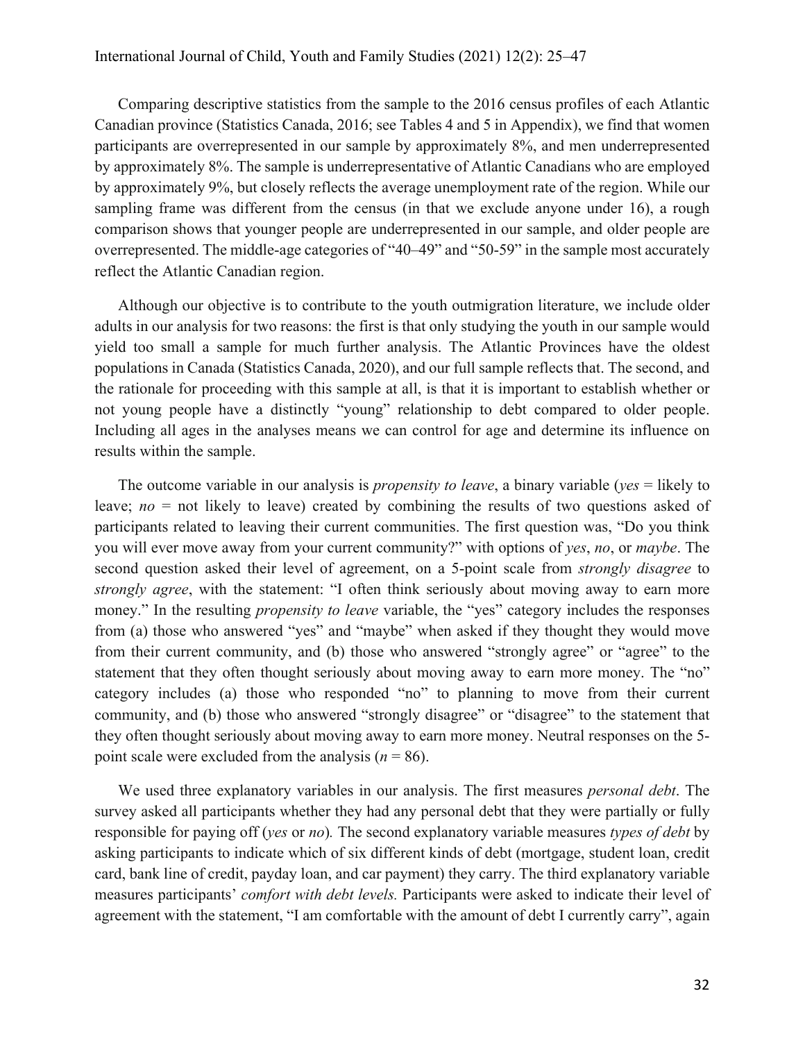Comparing descriptive statistics from the sample to the 2016 census profiles of each Atlantic Canadian province (Statistics Canada, 2016; see Tables 4 and 5 in Appendix), we find that women participants are overrepresented in our sample by approximately 8%, and men underrepresented by approximately 8%. The sample is underrepresentative of Atlantic Canadians who are employed by approximately 9%, but closely reflects the average unemployment rate of the region. While our sampling frame was different from the census (in that we exclude anyone under 16), a rough comparison shows that younger people are underrepresented in our sample, and older people are overrepresented. The middle-age categories of "40–49" and "50-59" in the sample most accurately reflect the Atlantic Canadian region.

Although our objective is to contribute to the youth outmigration literature, we include older adults in our analysis for two reasons: the first is that only studying the youth in our sample would yield too small a sample for much further analysis. The Atlantic Provinces have the oldest populations in Canada (Statistics Canada, 2020), and our full sample reflects that. The second, and the rationale for proceeding with this sample at all, is that it is important to establish whether or not young people have a distinctly "young" relationship to debt compared to older people. Including all ages in the analyses means we can control for age and determine its influence on results within the sample.

The outcome variable in our analysis is *propensity to leave*, a binary variable (*yes* = likely to leave; *no* = not likely to leave) created by combining the results of two questions asked of participants related to leaving their current communities. The first question was, "Do you think you will ever move away from your current community?" with options of *yes*, *no*, or *maybe*. The second question asked their level of agreement, on a 5-point scale from *strongly disagree* to *strongly agree*, with the statement: "I often think seriously about moving away to earn more money." In the resulting *propensity to leave* variable, the "yes" category includes the responses from (a) those who answered "yes" and "maybe" when asked if they thought they would move from their current community, and (b) those who answered "strongly agree" or "agree" to the statement that they often thought seriously about moving away to earn more money. The "no" category includes (a) those who responded "no" to planning to move from their current community, and (b) those who answered "strongly disagree" or "disagree" to the statement that they often thought seriously about moving away to earn more money. Neutral responses on the 5-point scale were excluded from the analysis ($n$ = 86).

We used three explanatory variables in our analysis. The first measures *personal debt*. The survey asked all participants whether they had any personal debt that they were partially or fully responsible for paying off (*yes* or *no*). The second explanatory variable measures *types of debt* by asking participants to indicate which of six different kinds of debt (mortgage, student loan, credit card, bank line of credit, payday loan, and car payment) they carry. The third explanatory variable measures participants' *comfort with debt levels.* Participants were asked to indicate their level of agreement with the statement, "I am comfortable with the amount of debt I currently carry", again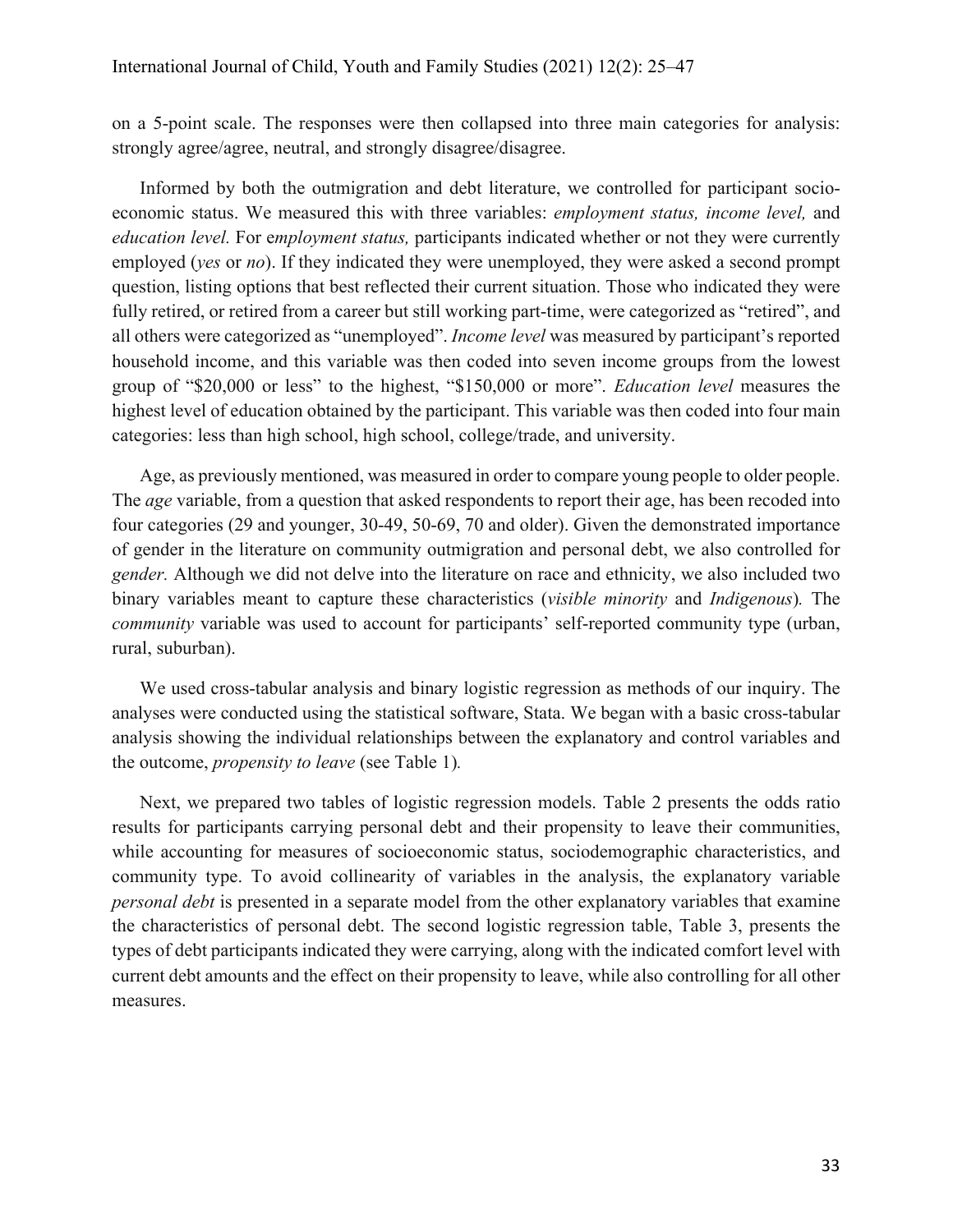on a 5-point scale. The responses were then collapsed into three main categories for analysis: strongly agree/agree, neutral, and strongly disagree/disagree.

Informed by both the outmigration and debt literature, we controlled for participant socio-economic status. We measured this with three variables: *employment status, income level,* and *education level.* For e*mployment status,* participants indicated whether or not they were currently employed (*yes* or *no*). If they indicated they were unemployed, they were asked a second prompt question, listing options that best reflected their current situation. Those who indicated they were fully retired, or retired from a career but still working part-time, were categorized as "retired", and all others were categorized as "unemployed". *Income level* was measured by participant's reported household income, and this variable was then coded into seven income groups from the lowest group of "$20,000 or less" to the highest, "$150,000 or more". *Education level* measures the highest level of education obtained by the participant. This variable was then coded into four main categories: less than high school, high school, college/trade, and university.

Age, as previously mentioned, was measured in order to compare young people to older people. The *age* variable, from a question that asked respondents to report their age, has been recoded into four categories (29 and younger, 30-49, 50-69, 70 and older). Given the demonstrated importance of gender in the literature on community outmigration and personal debt, we also controlled for *gender.* Although we did not delve into the literature on race and ethnicity, we also included two binary variables meant to capture these characteristics (*visible minority* and *Indigenous*)*.* The *community* variable was used to account for participants' self-reported community type (urban, rural, suburban).

We used cross-tabular analysis and binary logistic regression as methods of our inquiry. The analyses were conducted using the statistical software, Stata. We began with a basic cross-tabular analysis showing the individual relationships between the explanatory and control variables and the outcome, *propensity to leave* (see Table 1)*.*

Next, we prepared two tables of logistic regression models. Table 2 presents the odds ratio results for participants carrying personal debt and their propensity to leave their communities, while accounting for measures of socioeconomic status, sociodemographic characteristics, and community type. To avoid collinearity of variables in the analysis, the explanatory variable *personal debt* is presented in a separate model from the other explanatory variables that examine the characteristics of personal debt. The second logistic regression table, Table 3, presents the types of debt participants indicated they were carrying, along with the indicated comfort level with current debt amounts and the effect on their propensity to leave, while also controlling for all other measures.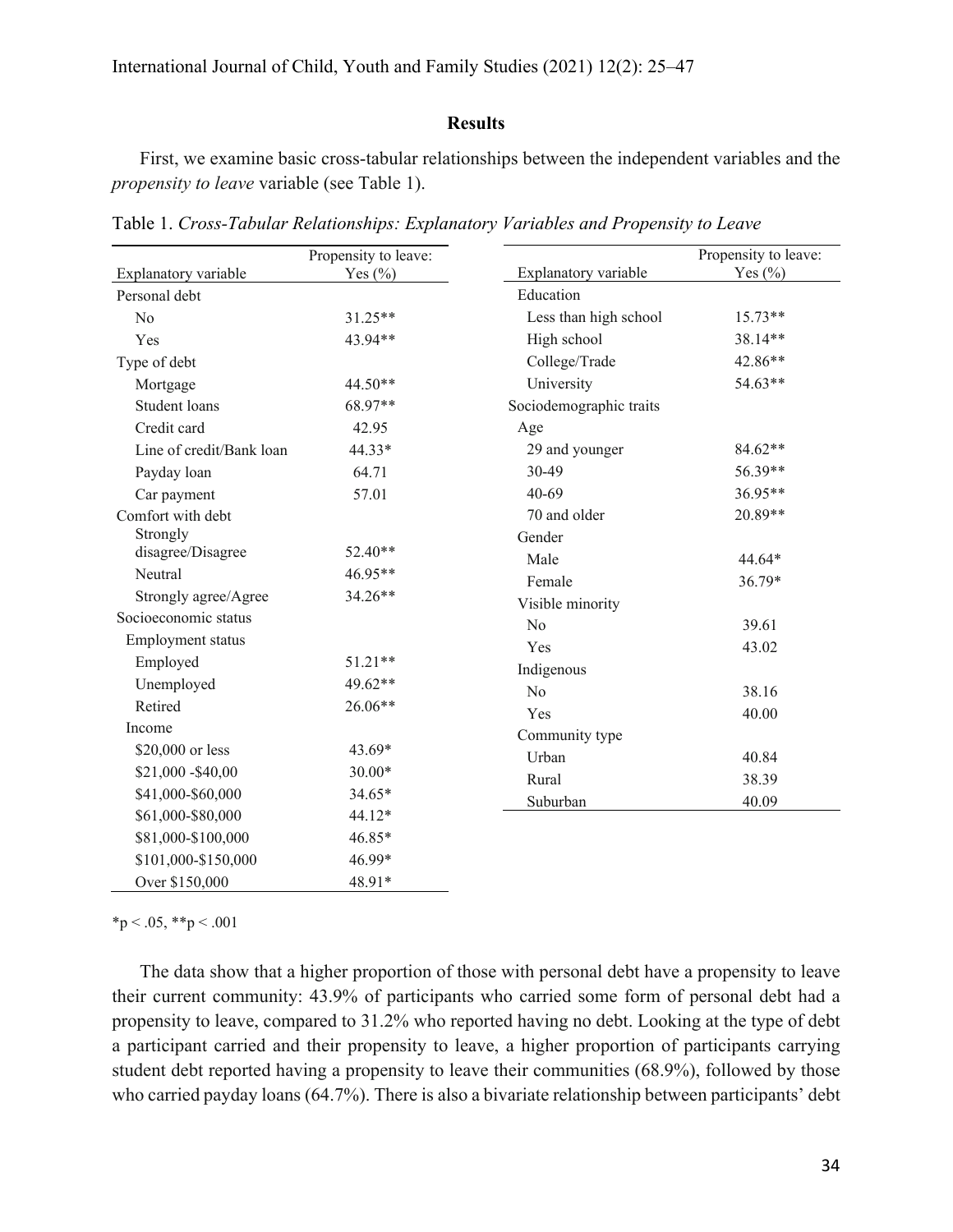## Results

First, we examine basic cross-tabular relationships between the independent variables and the *propensity to leave* variable (see Table 1).

Table 1. *Cross-Tabular Relationships: Explanatory Variables and Propensity to Leave*

| Explanatory variable | Propensity to leave: Yes (%) |
|---|---|
| Personal debt | |
| No | 31.25** |
| Yes | 43.94** |
| Type of debt | |
| Mortgage | 44.50** |
| Student loans | 68.97** |
| Credit card | 42.95 |
| Line of credit/Bank loan | 44.33* |
| Payday loan | 64.71 |
| Car payment | 57.01 |
| Comfort with debt | |
| Strongly disagree/Disagree | 52.40** |
| Neutral | 46.95** |
| Strongly agree/Agree | 34.26** |
| Socioeconomic status | |
| Employment status | |
| Employed | 51.21** |
| Unemployed | 49.62** |
| Retired | 26.06** |
| Income | |
| $20,000 or less | 43.69* |
| $21,000 -$40,00 | 30.00* |
| $41,000-$60,000 | 34.65* |
| $61,000-$80,000 | 44.12* |
| $81,000-$100,000 | 46.85* |
| $101,000-$150,000 | 46.99* |
| Over $150,000 | 48.91* |
| Education | |
| Less than high school | 15.73** |
| High school | 38.14** |
| College/Trade | 42.86** |
| University | 54.63** |
| Sociodemographic traits | |
| Age | |
| 29 and younger | 84.62** |
| 30-49 | 56.39** |
| 40-69 | 36.95** |
| 70 and older | 20.89** |
| Gender | |
| Male | 44.64* |
| Female | 36.79* |
| Visible minority | |
| No | 39.61 |
| Yes | 43.02 |
| Indigenous | |
| No | 38.16 |
| Yes | 40.00 |
| Community type | |
| Urban | 40.84 |
| Rural | 38.39 |
| Suburban | 40.09 |

*p < .05, **p < .001

The data show that a higher proportion of those with personal debt have a propensity to leave their current community: 43.9% of participants who carried some form of personal debt had a propensity to leave, compared to 31.2% who reported having no debt. Looking at the type of debt a participant carried and their propensity to leave, a higher proportion of participants carrying student debt reported having a propensity to leave their communities (68.9%), followed by those who carried payday loans (64.7%). There is also a bivariate relationship between participants' debt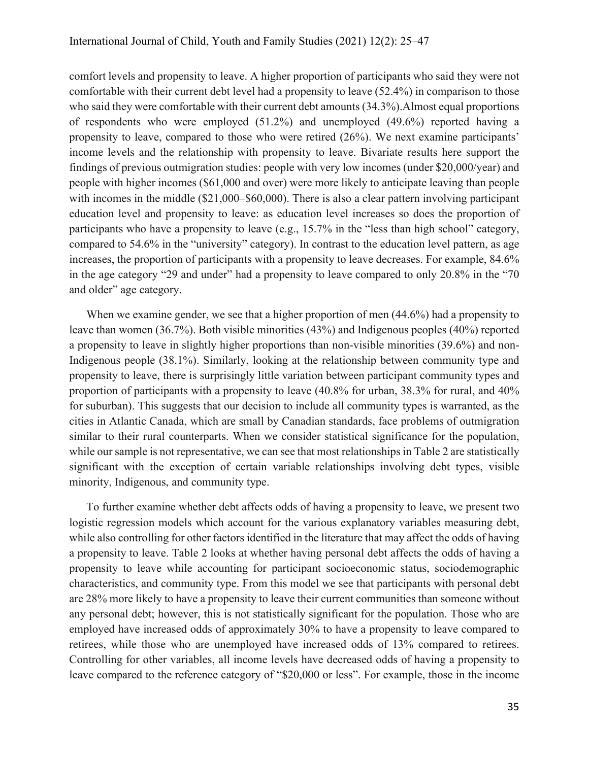comfort levels and propensity to leave. A higher proportion of participants who said they were not comfortable with their current debt level had a propensity to leave (52.4%) in comparison to those who said they were comfortable with their current debt amounts (34.3%).Almost equal proportions of respondents who were employed (51.2%) and unemployed (49.6%) reported having a propensity to leave, compared to those who were retired (26%). We next examine participants' income levels and the relationship with propensity to leave. Bivariate results here support the findings of previous outmigration studies: people with very low incomes (under $20,000/year) and people with higher incomes ($61,000 and over) were more likely to anticipate leaving than people with incomes in the middle ($21,000–$60,000). There is also a clear pattern involving participant education level and propensity to leave: as education level increases so does the proportion of participants who have a propensity to leave (e.g., 15.7% in the "less than high school" category, compared to 54.6% in the "university" category). In contrast to the education level pattern, as age increases, the proportion of participants with a propensity to leave decreases. For example, 84.6% in the age category "29 and under" had a propensity to leave compared to only 20.8% in the "70 and older" age category.

When we examine gender, we see that a higher proportion of men (44.6%) had a propensity to leave than women (36.7%). Both visible minorities (43%) and Indigenous peoples (40%) reported a propensity to leave in slightly higher proportions than non-visible minorities (39.6%) and non-Indigenous people (38.1%). Similarly, looking at the relationship between community type and propensity to leave, there is surprisingly little variation between participant community types and proportion of participants with a propensity to leave (40.8% for urban, 38.3% for rural, and 40% for suburban). This suggests that our decision to include all community types is warranted, as the cities in Atlantic Canada, which are small by Canadian standards, face problems of outmigration similar to their rural counterparts. When we consider statistical significance for the population, while our sample is not representative, we can see that most relationships in Table 2 are statistically significant with the exception of certain variable relationships involving debt types, visible minority, Indigenous, and community type.

To further examine whether debt affects odds of having a propensity to leave, we present two logistic regression models which account for the various explanatory variables measuring debt, while also controlling for other factors identified in the literature that may affect the odds of having a propensity to leave. Table 2 looks at whether having personal debt affects the odds of having a propensity to leave while accounting for participant socioeconomic status, sociodemographic characteristics, and community type. From this model we see that participants with personal debt are 28% more likely to have a propensity to leave their current communities than someone without any personal debt; however, this is not statistically significant for the population. Those who are employed have increased odds of approximately 30% to have a propensity to leave compared to retirees, while those who are unemployed have increased odds of 13% compared to retirees. Controlling for other variables, all income levels have decreased odds of having a propensity to leave compared to the reference category of "$20,000 or less". For example, those in the income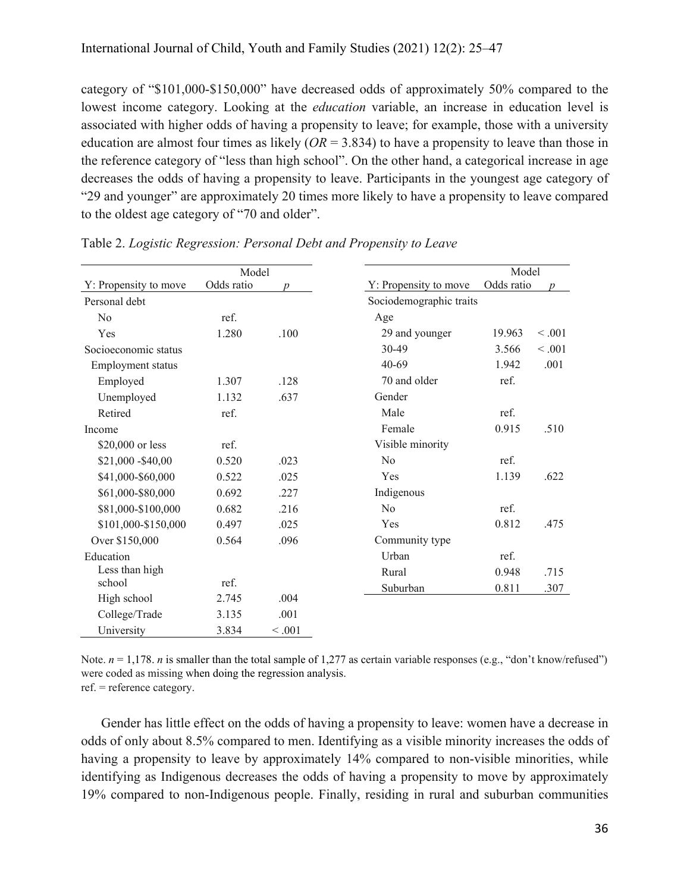category of "$101,000-$150,000" have decreased odds of approximately 50% compared to the lowest income category. Looking at the *education* variable, an increase in education level is associated with higher odds of having a propensity to leave; for example, those with a university education are almost four times as likely ($OR = 3.834$) to have a propensity to leave than those in the reference category of "less than high school". On the other hand, a categorical increase in age decreases the odds of having a propensity to leave. Participants in the youngest age category of "29 and younger" are approximately 20 times more likely to have a propensity to leave compared to the oldest age category of "70 and older".

Table 2. *Logistic Regression: Personal Debt and Propensity to Leave*

| | Model | |
|---|---|---|
| Y: Propensity to move | Odds ratio | *p* |
| Personal debt | | |
| No | ref. | |
| Yes | 1.280 | .100 |
| Socioeconomic status | | |
| Employment status | | |
| Employed | 1.307 | .128 |
| Unemployed | 1.132 | .637 |
| Retired | ref. | |
| Income | | |
| $20,000 or less | ref. | |
| $21,000 -$40,00 | 0.520 | .023 |
| $41,000-$60,000 | 0.522 | .025 |
| $61,000-$80,000 | 0.692 | .227 |
| $81,000-$100,000 | 0.682 | .216 |
| $101,000-$150,000 | 0.497 | .025 |
| Over $150,000 | 0.564 | .096 |
| Education | | |
| Less than high school | ref. | |
| High school | 2.745 | .004 |
| College/Trade | 3.135 | .001 |
| University | 3.834 | < .001 |
| Sociodemographic traits | | |
| Age | | |
| 29 and younger | 19.963 | < .001 |
| 30-49 | 3.566 | < .001 |
| 40-69 | 1.942 | .001 |
| 70 and older | ref. | |
| Gender | | |
| Male | ref. | |
| Female | 0.915 | .510 |
| Visible minority | | |
| No | ref. | |
| Yes | 1.139 | .622 |
| Indigenous | | |
| No | ref. | |
| Yes | 0.812 | .475 |
| Community type | | |
| Urban | ref. | |
| Rural | 0.948 | .715 |
| Suburban | 0.811 | .307 |

Note. $n = 1,178$. $n$ is smaller than the total sample of 1,277 as certain variable responses (e.g., "don't know/refused") were coded as missing when doing the regression analysis.
ref. = reference category.

Gender has little effect on the odds of having a propensity to leave: women have a decrease in odds of only about 8.5% compared to men. Identifying as a visible minority increases the odds of having a propensity to leave by approximately 14% compared to non-visible minorities, while identifying as Indigenous decreases the odds of having a propensity to move by approximately 19% compared to non-Indigenous people. Finally, residing in rural and suburban communities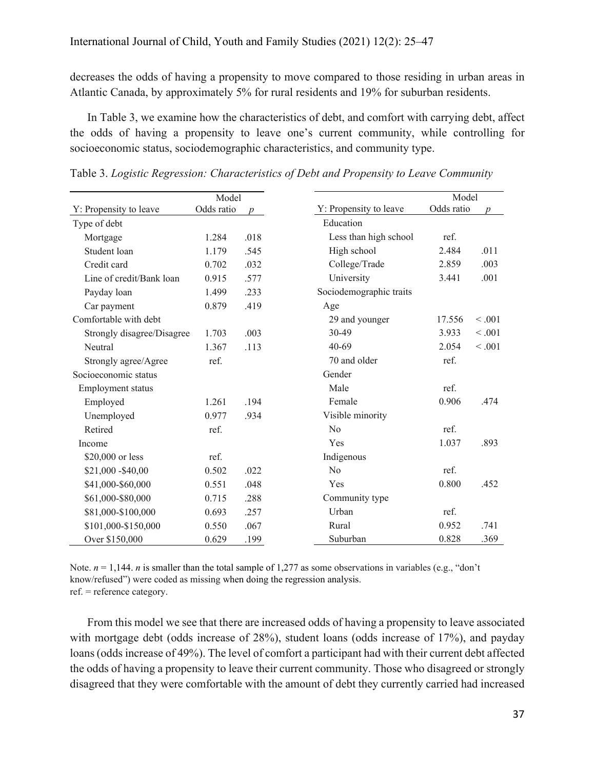decreases the odds of having a propensity to move compared to those residing in urban areas in Atlantic Canada, by approximately 5% for rural residents and 19% for suburban residents.

In Table 3, we examine how the characteristics of debt, and comfort with carrying debt, affect the odds of having a propensity to leave one's current community, while controlling for socioeconomic status, sociodemographic characteristics, and community type.

Table 3. *Logistic Regression: Characteristics of Debt and Propensity to Leave Community*

| | Model | |
|---|---|---|
| Y: Propensity to leave | Odds ratio | *p* |
| Type of debt | | |
| Mortgage | 1.284 | .018 |
| Student loan | 1.179 | .545 |
| Credit card | 0.702 | .032 |
| Line of credit/Bank loan | 0.915 | .577 |
| Payday loan | 1.499 | .233 |
| Car payment | 0.879 | .419 |
| Comfortable with debt | | |
| Strongly disagree/Disagree | 1.703 | .003 |
| Neutral | 1.367 | .113 |
| Strongly agree/Agree | ref. | |
| Socioeconomic status | | |
| Employment status | | |
| Employed | 1.261 | .194 |
| Unemployed | 0.977 | .934 |
| Retired | ref. | |
| Income | | |
| $20,000 or less | ref. | |
| $21,000 -$40,00 | 0.502 | .022 |
| $41,000-$60,000 | 0.551 | .048 |
| $61,000-$80,000 | 0.715 | .288 |
| $81,000-$100,000 | 0.693 | .257 |
| $101,000-$150,000 | 0.550 | .067 |
| Over $150,000 | 0.629 | .199 |
| Education | | |
| Less than high school | ref. | |
| High school | 2.484 | .011 |
| College/Trade | 2.859 | .003 |
| University | 3.441 | .001 |
| Sociodemographic traits | | |
| Age | | |
| 29 and younger | 17.556 | < .001 |
| 30-49 | 3.933 | < .001 |
| 40-69 | 2.054 | < .001 |
| 70 and older | ref. | |
| Gender | | |
| Male | ref. | |
| Female | 0.906 | .474 |
| Visible minority | | |
| No | ref. | |
| Yes | 1.037 | .893 |
| Indigenous | | |
| No | ref. | |
| Yes | 0.800 | .452 |
| Community type | | |
| Urban | ref. | |
| Rural | 0.952 | .741 |
| Suburban | 0.828 | .369 |

Note. *n* = 1,144. *n* is smaller than the total sample of 1,277 as some observations in variables (e.g., "don't know/refused") were coded as missing when doing the regression analysis.
ref. = reference category.

From this model we see that there are increased odds of having a propensity to leave associated with mortgage debt (odds increase of 28%), student loans (odds increase of 17%), and payday loans (odds increase of 49%). The level of comfort a participant had with their current debt affected the odds of having a propensity to leave their current community. Those who disagreed or strongly disagreed that they were comfortable with the amount of debt they currently carried had increased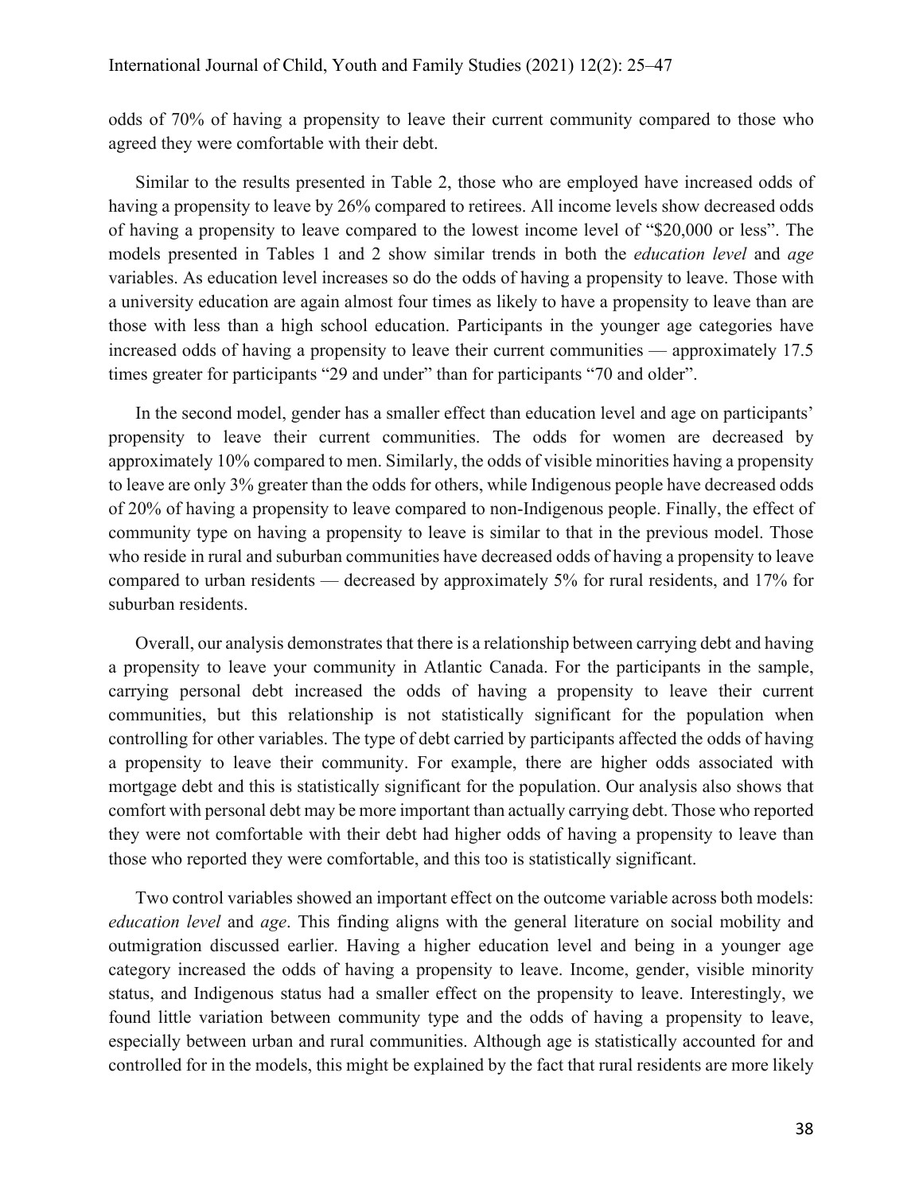odds of 70% of having a propensity to leave their current community compared to those who agreed they were comfortable with their debt.

Similar to the results presented in Table 2, those who are employed have increased odds of having a propensity to leave by 26% compared to retirees. All income levels show decreased odds of having a propensity to leave compared to the lowest income level of "$20,000 or less". The models presented in Tables 1 and 2 show similar trends in both the *education level* and *age* variables. As education level increases so do the odds of having a propensity to leave. Those with a university education are again almost four times as likely to have a propensity to leave than are those with less than a high school education. Participants in the younger age categories have increased odds of having a propensity to leave their current communities — approximately 17.5 times greater for participants "29 and under" than for participants "70 and older".

In the second model, gender has a smaller effect than education level and age on participants' propensity to leave their current communities. The odds for women are decreased by approximately 10% compared to men. Similarly, the odds of visible minorities having a propensity to leave are only 3% greater than the odds for others, while Indigenous people have decreased odds of 20% of having a propensity to leave compared to non-Indigenous people. Finally, the effect of community type on having a propensity to leave is similar to that in the previous model. Those who reside in rural and suburban communities have decreased odds of having a propensity to leave compared to urban residents — decreased by approximately 5% for rural residents, and 17% for suburban residents.

Overall, our analysis demonstrates that there is a relationship between carrying debt and having a propensity to leave your community in Atlantic Canada. For the participants in the sample, carrying personal debt increased the odds of having a propensity to leave their current communities, but this relationship is not statistically significant for the population when controlling for other variables. The type of debt carried by participants affected the odds of having a propensity to leave their community. For example, there are higher odds associated with mortgage debt and this is statistically significant for the population. Our analysis also shows that comfort with personal debt may be more important than actually carrying debt. Those who reported they were not comfortable with their debt had higher odds of having a propensity to leave than those who reported they were comfortable, and this too is statistically significant.

Two control variables showed an important effect on the outcome variable across both models: *education level* and *age*. This finding aligns with the general literature on social mobility and outmigration discussed earlier. Having a higher education level and being in a younger age category increased the odds of having a propensity to leave. Income, gender, visible minority status, and Indigenous status had a smaller effect on the propensity to leave. Interestingly, we found little variation between community type and the odds of having a propensity to leave, especially between urban and rural communities. Although age is statistically accounted for and controlled for in the models, this might be explained by the fact that rural residents are more likely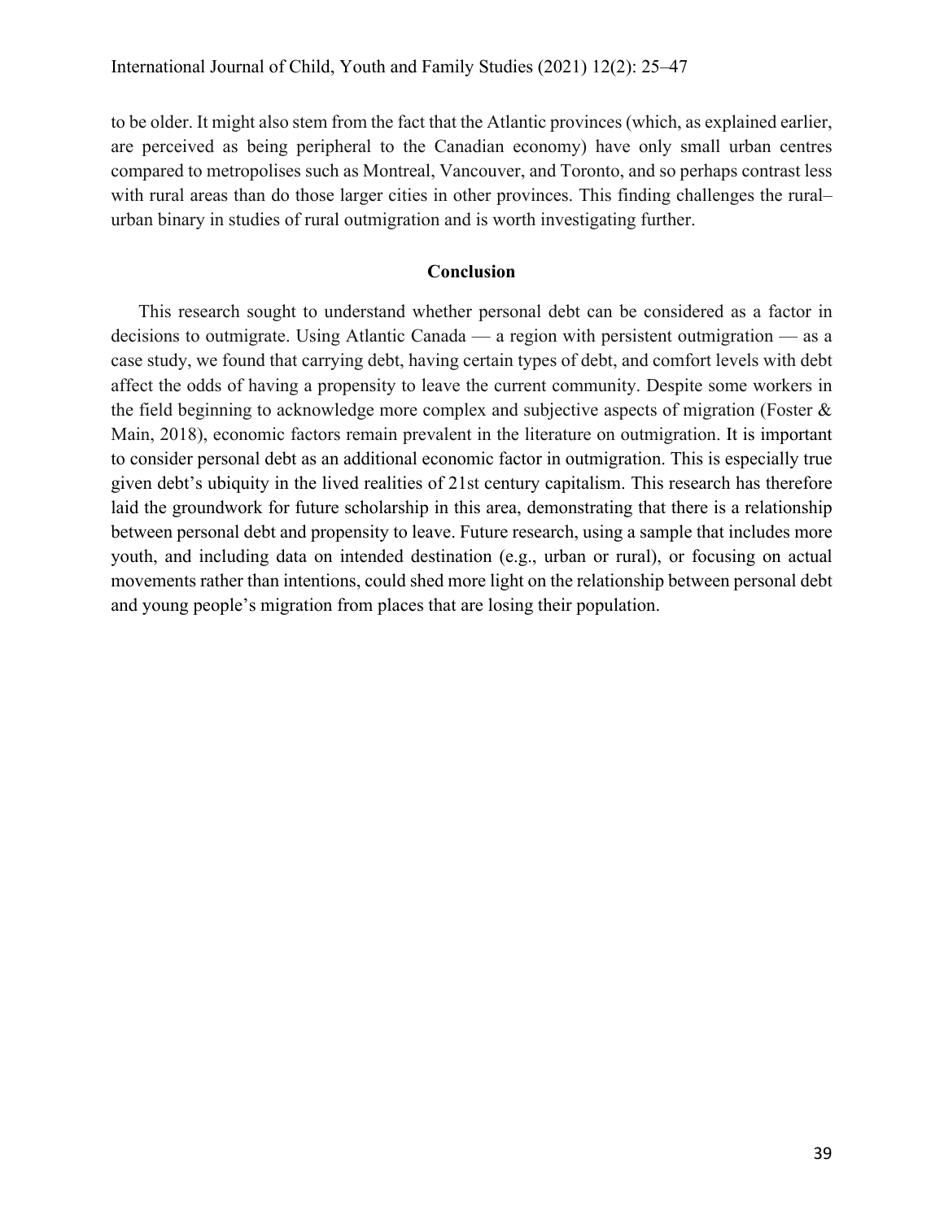to be older. It might also stem from the fact that the Atlantic provinces (which, as explained earlier, are perceived as being peripheral to the Canadian economy) have only small urban centres compared to metropolises such as Montreal, Vancouver, and Toronto, and so perhaps contrast less with rural areas than do those larger cities in other provinces. This finding challenges the rural–urban binary in studies of rural outmigration and is worth investigating further.

## Conclusion

This research sought to understand whether personal debt can be considered as a factor in decisions to outmigrate. Using Atlantic Canada — a region with persistent outmigration — as a case study, we found that carrying debt, having certain types of debt, and comfort levels with debt affect the odds of having a propensity to leave the current community. Despite some workers in the field beginning to acknowledge more complex and subjective aspects of migration (Foster & Main, 2018), economic factors remain prevalent in the literature on outmigration. It is important to consider personal debt as an additional economic factor in outmigration. This is especially true given debt's ubiquity in the lived realities of 21st century capitalism. This research has therefore laid the groundwork for future scholarship in this area, demonstrating that there is a relationship between personal debt and propensity to leave. Future research, using a sample that includes more youth, and including data on intended destination (e.g., urban or rural), or focusing on actual movements rather than intentions, could shed more light on the relationship between personal debt and young people's migration from places that are losing their population.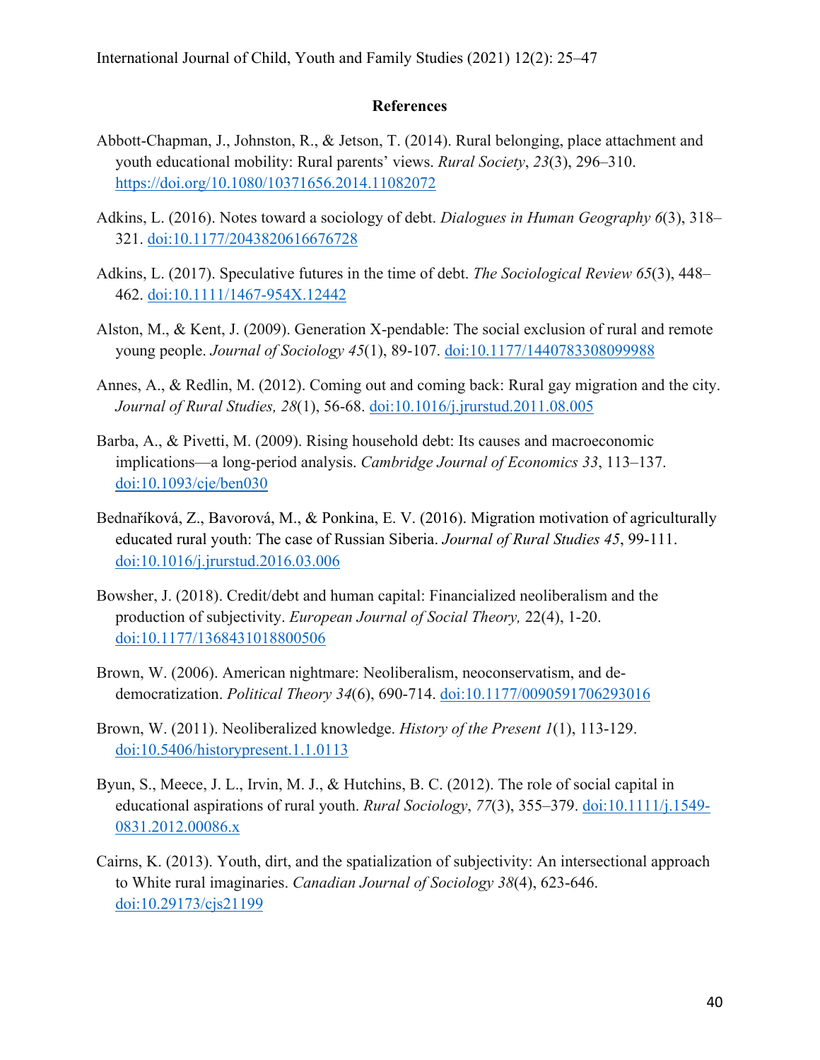## References

Abbott-Chapman, J., Johnston, R., & Jetson, T. (2014). Rural belonging, place attachment and youth educational mobility: Rural parents' views. *Rural Society*, *23*(3), 296–310. https://doi.org/10.1080/10371656.2014.11082072

Adkins, L. (2016). Notes toward a sociology of debt. *Dialogues in Human Geography 6*(3), 318–321. doi:10.1177/2043820616676728

Adkins, L. (2017). Speculative futures in the time of debt. *The Sociological Review 65*(3), 448–462. doi:10.1111/1467-954X.12442

Alston, M., & Kent, J. (2009). Generation X-pendable: The social exclusion of rural and remote young people. *Journal of Sociology 45*(1), 89-107. doi:10.1177/1440783308099988

Annes, A., & Redlin, M. (2012). Coming out and coming back: Rural gay migration and the city. *Journal of Rural Studies, 28*(1), 56-68. doi:10.1016/j.jrurstud.2011.08.005

Barba, A., & Pivetti, M. (2009). Rising household debt: Its causes and macroeconomic implications—a long-period analysis. *Cambridge Journal of Economics 33*, 113–137. doi:10.1093/cje/ben030

Bednaříková, Z., Bavorová, M., & Ponkina, E. V. (2016). Migration motivation of agriculturally educated rural youth: The case of Russian Siberia. *Journal of Rural Studies 45*, 99-111. doi:10.1016/j.jrurstud.2016.03.006

Bowsher, J. (2018). Credit/debt and human capital: Financialized neoliberalism and the production of subjectivity. *European Journal of Social Theory,* 22(4), 1-20. doi:10.1177/1368431018800506

Brown, W. (2006). American nightmare: Neoliberalism, neoconservatism, and de-democratization. *Political Theory 34*(6), 690-714. doi:10.1177/0090591706293016

Brown, W. (2011). Neoliberalized knowledge. *History of the Present 1*(1), 113-129. doi:10.5406/historypresent.1.1.0113

Byun, S., Meece, J. L., Irvin, M. J., & Hutchins, B. C. (2012). The role of social capital in educational aspirations of rural youth. *Rural Sociology*, *77*(3), 355–379. doi:10.1111/j.1549-0831.2012.00086.x

Cairns, K. (2013). Youth, dirt, and the spatialization of subjectivity: An intersectional approach to White rural imaginaries. *Canadian Journal of Sociology 38*(4), 623-646. doi:10.29173/cjs21199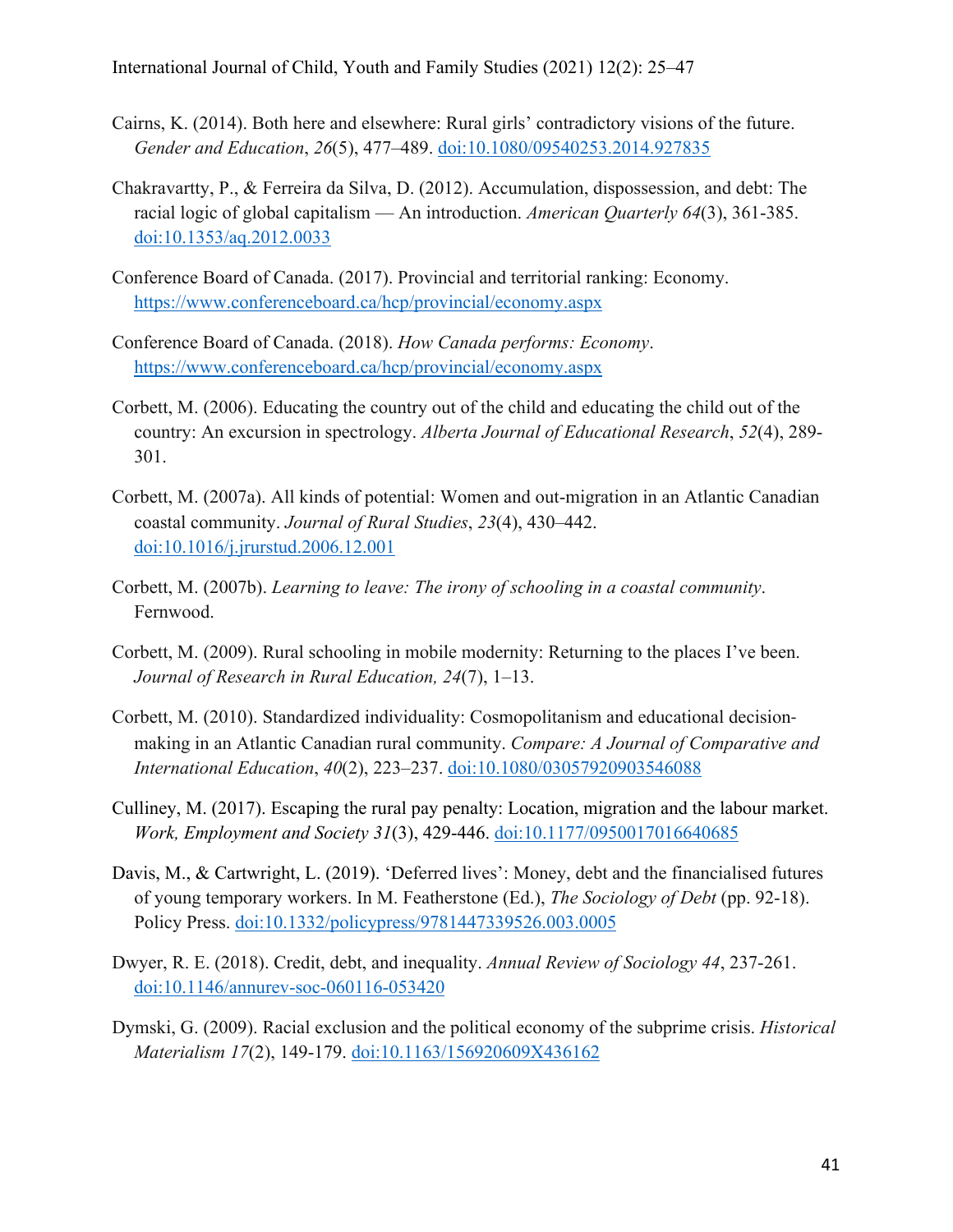Cairns, K. (2014). Both here and elsewhere: Rural girls' contradictory visions of the future. *Gender and Education*, *26*(5), 477–489. doi:10.1080/09540253.2014.927835

Chakravartty, P., & Ferreira da Silva, D. (2012). Accumulation, dispossession, and debt: The racial logic of global capitalism — An introduction. *American Quarterly 64*(3), 361-385. doi:10.1353/aq.2012.0033

Conference Board of Canada. (2017). Provincial and territorial ranking: Economy. https://www.conferenceboard.ca/hcp/provincial/economy.aspx

Conference Board of Canada. (2018). *How Canada performs: Economy*. https://www.conferenceboard.ca/hcp/provincial/economy.aspx

Corbett, M. (2006). Educating the country out of the child and educating the child out of the country: An excursion in spectrology. *Alberta Journal of Educational Research*, *52*(4), 289-301.

Corbett, M. (2007a). All kinds of potential: Women and out-migration in an Atlantic Canadian coastal community. *Journal of Rural Studies*, *23*(4), 430–442. doi:10.1016/j.jrurstud.2006.12.001

Corbett, M. (2007b). *Learning to leave: The irony of schooling in a coastal community*. Fernwood.

Corbett, M. (2009). Rural schooling in mobile modernity: Returning to the places I've been. *Journal of Research in Rural Education, 24*(7), 1–13.

Corbett, M. (2010). Standardized individuality: Cosmopolitanism and educational decision-making in an Atlantic Canadian rural community. *Compare: A Journal of Comparative and International Education*, *40*(2), 223–237. doi:10.1080/03057920903546088

Culliney, M. (2017). Escaping the rural pay penalty: Location, migration and the labour market. *Work, Employment and Society 31*(3), 429-446. doi:10.1177/0950017016640685

Davis, M., & Cartwright, L. (2019). 'Deferred lives': Money, debt and the financialised futures of young temporary workers. In M. Featherstone (Ed.), *The Sociology of Debt* (pp. 92-18). Policy Press. doi:10.1332/policypress/9781447339526.003.0005

Dwyer, R. E. (2018). Credit, debt, and inequality. *Annual Review of Sociology 44*, 237-261. doi:10.1146/annurev-soc-060116-053420

Dymski, G. (2009). Racial exclusion and the political economy of the subprime crisis. *Historical Materialism 17*(2), 149-179. doi:10.1163/156920609X436162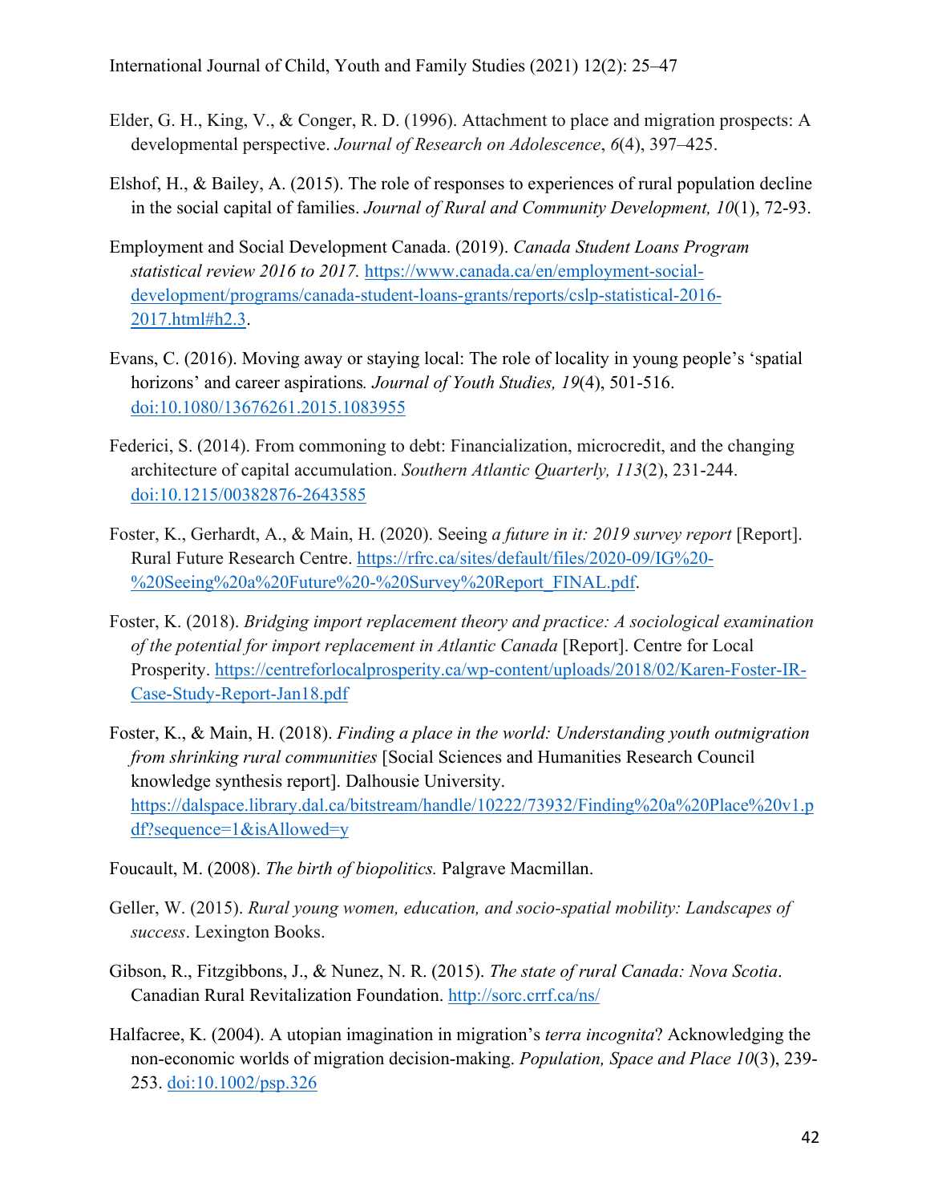Elder, G. H., King, V., & Conger, R. D. (1996). Attachment to place and migration prospects: A developmental perspective. *Journal of Research on Adolescence*, *6*(4), 397–425.

Elshof, H., & Bailey, A. (2015). The role of responses to experiences of rural population decline in the social capital of families. *Journal of Rural and Community Development, 10*(1), 72-93.

Employment and Social Development Canada. (2019). *Canada Student Loans Program statistical review 2016 to 2017.* https://www.canada.ca/en/employment-social-development/programs/canada-student-loans-grants/reports/cslp-statistical-2016-2017.html#h2.3.

Evans, C. (2016). Moving away or staying local: The role of locality in young people's 'spatial horizons' and career aspirations*. Journal of Youth Studies, 19*(4), 501-516. doi:10.1080/13676261.2015.1083955

Federici, S. (2014). From commoning to debt: Financialization, microcredit, and the changing architecture of capital accumulation. *Southern Atlantic Quarterly, 113*(2), 231-244. doi:10.1215/00382876-2643585

Foster, K., Gerhardt, A., & Main, H. (2020). Seeing *a future in it: 2019 survey report* [Report]. Rural Future Research Centre. https://rfrc.ca/sites/default/files/2020-09/IG%20-%20Seeing%20a%20Future%20-%20Survey%20Report_FINAL.pdf.

Foster, K. (2018). *Bridging import replacement theory and practice: A sociological examination of the potential for import replacement in Atlantic Canada* [Report]. Centre for Local Prosperity. https://centreforlocalprosperity.ca/wp-content/uploads/2018/02/Karen-Foster-IR-Case-Study-Report-Jan18.pdf

Foster, K., & Main, H. (2018). *Finding a place in the world: Understanding youth outmigration from shrinking rural communities* [Social Sciences and Humanities Research Council knowledge synthesis report]. Dalhousie University. https://dalspace.library.dal.ca/bitstream/handle/10222/73932/Finding%20a%20Place%20v1.pdf?sequence=1&isAllowed=y

Foucault, M. (2008). *The birth of biopolitics.* Palgrave Macmillan.

Geller, W. (2015). *Rural young women, education, and socio-spatial mobility: Landscapes of success*. Lexington Books.

Gibson, R., Fitzgibbons, J., & Nunez, N. R. (2015). *The state of rural Canada: Nova Scotia*. Canadian Rural Revitalization Foundation. http://sorc.crrf.ca/ns/

Halfacree, K. (2004). A utopian imagination in migration's *terra incognita*? Acknowledging the non-economic worlds of migration decision-making. *Population, Space and Place 10*(3), 239-253. doi:10.1002/psp.326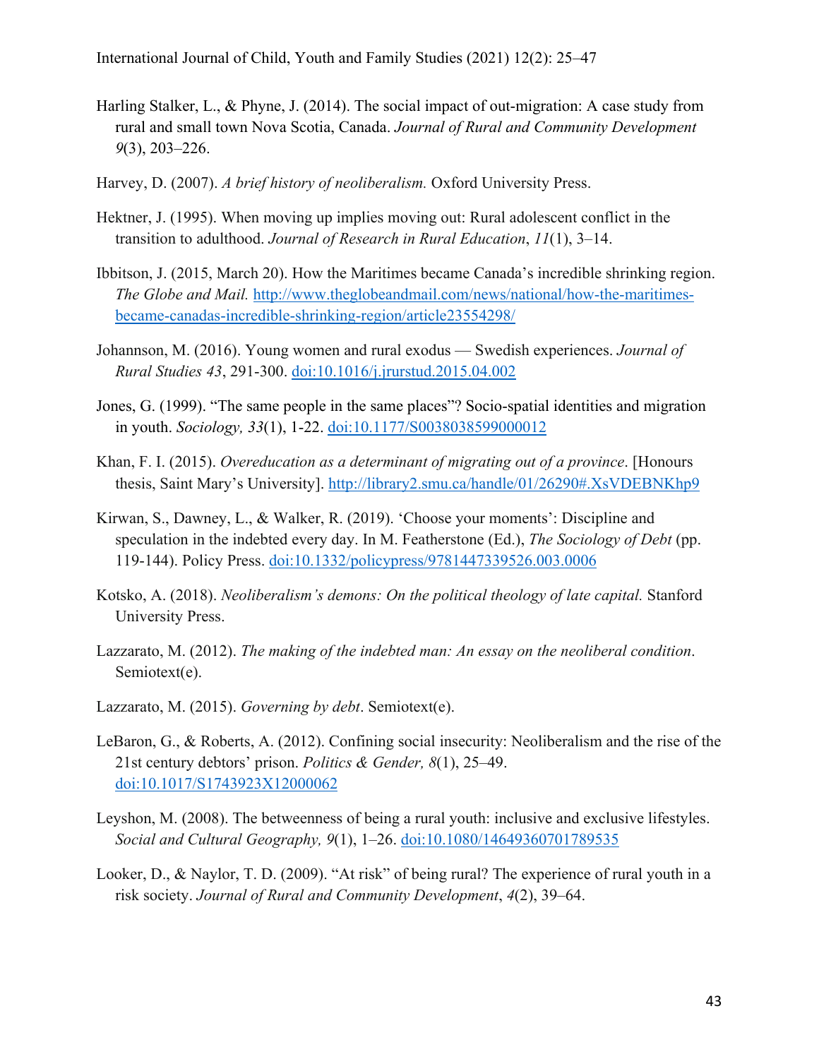Harling Stalker, L., & Phyne, J. (2014). The social impact of out-migration: A case study from rural and small town Nova Scotia, Canada. *Journal of Rural and Community Development 9*(3), 203–226.

Harvey, D. (2007). *A brief history of neoliberalism.* Oxford University Press.

Hektner, J. (1995). When moving up implies moving out: Rural adolescent conflict in the transition to adulthood. *Journal of Research in Rural Education*, *11*(1), 3–14.

Ibbitson, J. (2015, March 20). How the Maritimes became Canada's incredible shrinking region. *The Globe and Mail.* http://www.theglobeandmail.com/news/national/how-the-maritimes-became-canadas-incredible-shrinking-region/article23554298/

Johannson, M. (2016). Young women and rural exodus — Swedish experiences. *Journal of Rural Studies 43*, 291-300. doi:10.1016/j.jrurstud.2015.04.002

Jones, G. (1999). "The same people in the same places"? Socio-spatial identities and migration in youth. *Sociology, 33*(1), 1-22. doi:10.1177/S0038038599000012

Khan, F. I. (2015). *Overeducation as a determinant of migrating out of a province*. [Honours thesis, Saint Mary's University]. http://library2.smu.ca/handle/01/26290#.XsVDEBNKhp9

Kirwan, S., Dawney, L., & Walker, R. (2019). 'Choose your moments': Discipline and speculation in the indebted every day. In M. Featherstone (Ed.), *The Sociology of Debt* (pp. 119-144). Policy Press. doi:10.1332/policypress/9781447339526.003.0006

Kotsko, A. (2018). *Neoliberalism's demons: On the political theology of late capital.* Stanford University Press.

Lazzarato, M. (2012). *The making of the indebted man: An essay on the neoliberal condition*. Semiotext(e).

Lazzarato, M. (2015). *Governing by debt*. Semiotext(e).

LeBaron, G., & Roberts, A. (2012). Confining social insecurity: Neoliberalism and the rise of the 21st century debtors' prison. *Politics & Gender, 8*(1), 25–49. doi:10.1017/S1743923X12000062

Leyshon, M. (2008). The betweenness of being a rural youth: inclusive and exclusive lifestyles. *Social and Cultural Geography, 9*(1), 1–26. doi:10.1080/14649360701789535

Looker, D., & Naylor, T. D. (2009). "At risk" of being rural? The experience of rural youth in a risk society. *Journal of Rural and Community Development*, *4*(2), 39–64.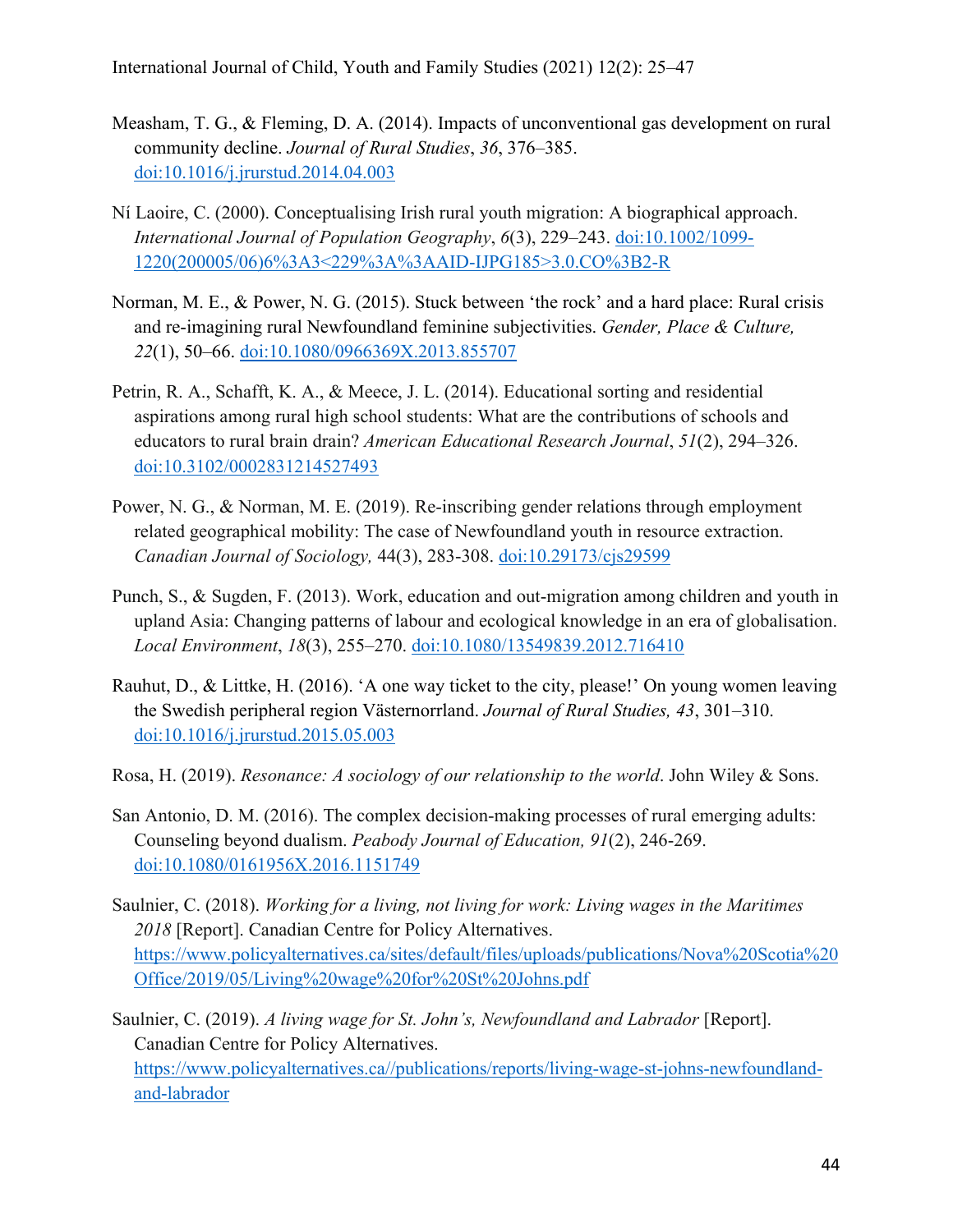Measham, T. G., & Fleming, D. A. (2014). Impacts of unconventional gas development on rural community decline. *Journal of Rural Studies*, *36*, 376–385. [doi:10.1016/j.jrurstud.2014.04.003](https://doi.org/10.1016/j.jrurstud.2014.04.003)

Ní Laoire, C. (2000). Conceptualising Irish rural youth migration: A biographical approach. *International Journal of Population Geography*, *6*(3), 229–243. doi:10.1002/1099-1220(200005/06)6%3A3<229%3A%3AAID-IJPG185>3.0.CO%3B2-R

Norman, M. E., & Power, N. G. (2015). Stuck between 'the rock' and a hard place: Rural crisis and re-imagining rural Newfoundland feminine subjectivities. *Gender, Place & Culture, 22*(1), 50–66. [doi:10.1080/0966369X.2013.855707](https://doi.org/10.1080/0966369X.2013.855707)

Petrin, R. A., Schafft, K. A., & Meece, J. L. (2014). Educational sorting and residential aspirations among rural high school students: What are the contributions of schools and educators to rural brain drain? *American Educational Research Journal*, *51*(2), 294–326. [doi:10.3102/0002831214527493](https://doi.org/10.3102/0002831214527493)

Power, N. G., & Norman, M. E. (2019). Re-inscribing gender relations through employment related geographical mobility: The case of Newfoundland youth in resource extraction. *Canadian Journal of Sociology,* 44(3), 283-308. [doi:10.29173/cjs29599](https://doi.org/10.29173/cjs29599)

Punch, S., & Sugden, F. (2013). Work, education and out-migration among children and youth in upland Asia: Changing patterns of labour and ecological knowledge in an era of globalisation. *Local Environment*, *18*(3), 255–270. [doi:10.1080/13549839.2012.716410](https://doi.org/10.1080/13549839.2012.716410)

Rauhut, D., & Littke, H. (2016). 'A one way ticket to the city, please!' On young women leaving the Swedish peripheral region Västernorrland. *Journal of Rural Studies, 43*, 301–310. [doi:10.1016/j.jrurstud.2015.05.003](https://doi.org/10.1016/j.jrurstud.2015.05.003)

Rosa, H. (2019). *Resonance: A sociology of our relationship to the world*. John Wiley & Sons.

San Antonio, D. M. (2016). The complex decision-making processes of rural emerging adults: Counseling beyond dualism. *Peabody Journal of Education, 91*(2), 246-269. [doi:10.1080/0161956X.2016.1151749](https://doi.org/10.1080/0161956X.2016.1151749)

Saulnier, C. (2018). *Working for a living, not living for work: Living wages in the Maritimes 2018* [Report]. Canadian Centre for Policy Alternatives. [https://www.policyalternatives.ca/sites/default/files/uploads/publications/Nova%20Scotia%20Office/2019/05/Living%20wage%20for%20St%20Johns.pdf](https://www.policyalternatives.ca/sites/default/files/uploads/publications/Nova%20Scotia%20Office/2019/05/Living%20wage%20for%20St%20Johns.pdf)

Saulnier, C. (2019). *A living wage for St. John's, Newfoundland and Labrador* [Report]. Canadian Centre for Policy Alternatives. [https://www.policyalternatives.ca//publications/reports/living-wage-st-johns-newfoundland-and-labrador](https://www.policyalternatives.ca//publications/reports/living-wage-st-johns-newfoundland-and-labrador)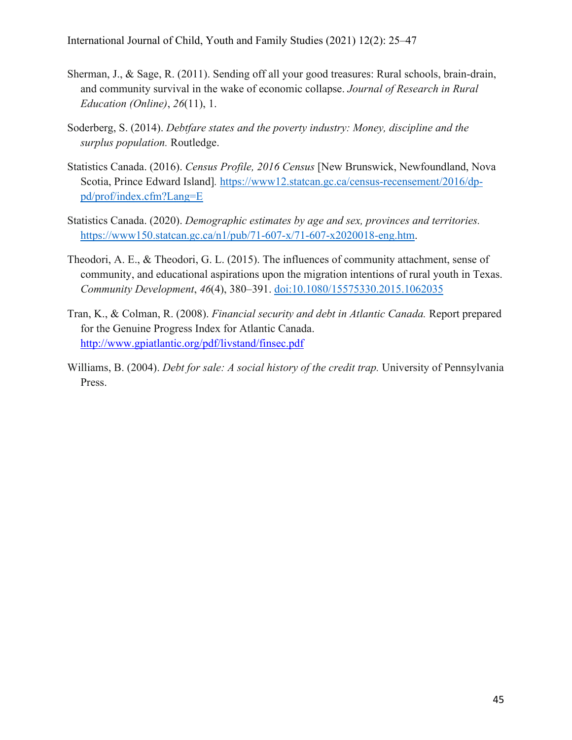Sherman, J., & Sage, R. (2011). Sending off all your good treasures: Rural schools, brain-drain, and community survival in the wake of economic collapse. *Journal of Research in Rural Education (Online)*, *26*(11), 1.

Soderberg, S. (2014). *Debtfare states and the poverty industry: Money, discipline and the surplus population.* Routledge.

Statistics Canada. (2016). *Census Profile, 2016 Census* [New Brunswick, Newfoundland, Nova Scotia, Prince Edward Island]. https://www12.statcan.gc.ca/census-recensement/2016/dp-pd/prof/index.cfm?Lang=E

Statistics Canada. (2020). *Demographic estimates by age and sex, provinces and territories.* https://www150.statcan.gc.ca/n1/pub/71-607-x/71-607-x2020018-eng.htm.

Theodori, A. E., & Theodori, G. L. (2015). The influences of community attachment, sense of community, and educational aspirations upon the migration intentions of rural youth in Texas. *Community Development*, *46*(4), 380–391. doi:10.1080/15575330.2015.1062035

Tran, K., & Colman, R. (2008). *Financial security and debt in Atlantic Canada.* Report prepared for the Genuine Progress Index for Atlantic Canada. http://www.gpiatlantic.org/pdf/livstand/finsec.pdf

Williams, B. (2004). *Debt for sale: A social history of the credit trap.* University of Pennsylvania Press.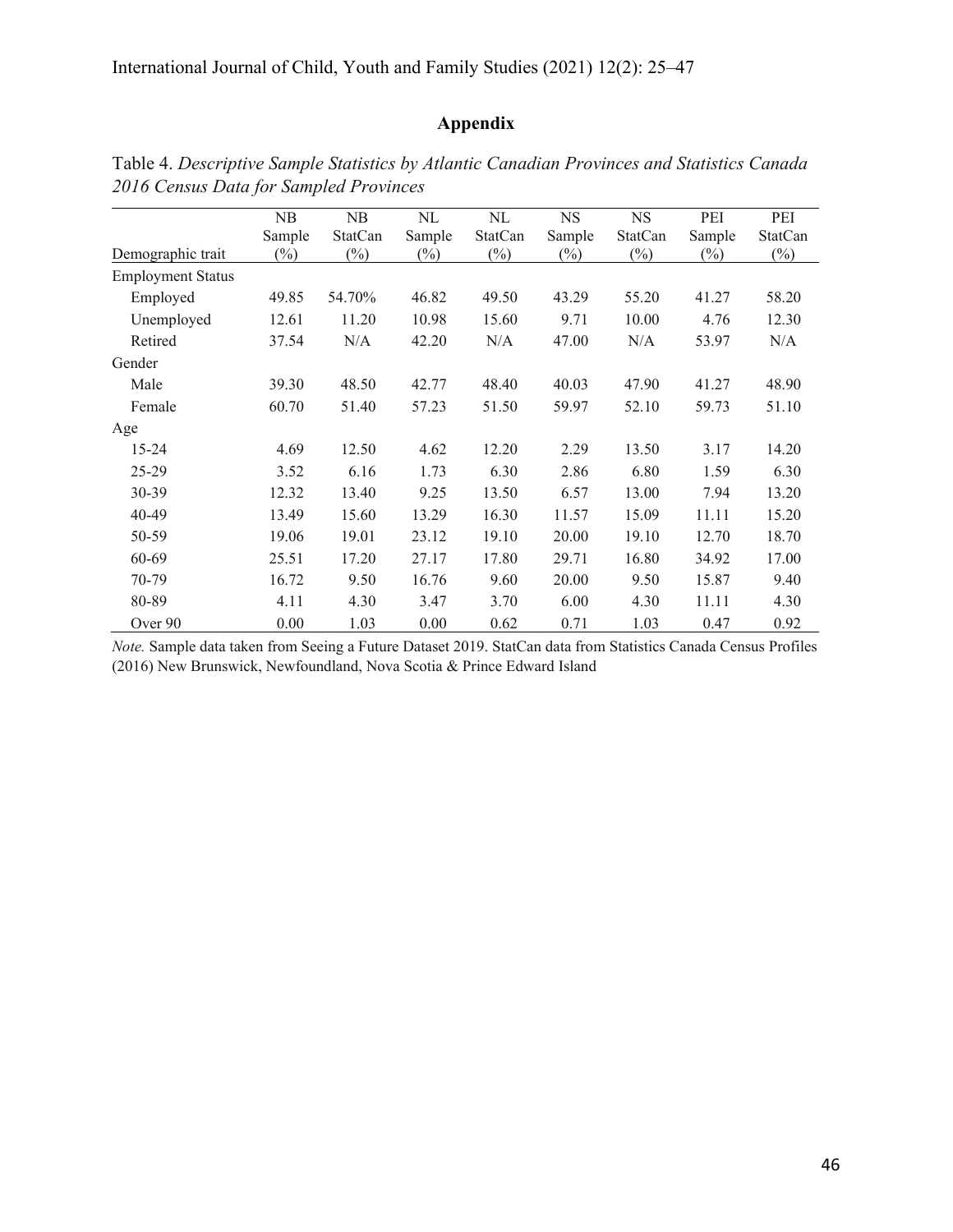## Appendix

Table 4. *Descriptive Sample Statistics by Atlantic Canadian Provinces and Statistics Canada 2016 Census Data for Sampled Provinces*

| Demographic trait | NB Sample (%) | NB StatCan (%) | NL Sample (%) | NL StatCan (%) | NS Sample (%) | NS StatCan (%) | PEI Sample (%) | PEI StatCan (%) |
|---|---|---|---|---|---|---|---|---|
| Employment Status | | | | | | | | |
| Employed | 49.85 | 54.70% | 46.82 | 49.50 | 43.29 | 55.20 | 41.27 | 58.20 |
| Unemployed | 12.61 | 11.20 | 10.98 | 15.60 | 9.71 | 10.00 | 4.76 | 12.30 |
| Retired | 37.54 | N/A | 42.20 | N/A | 47.00 | N/A | 53.97 | N/A |
| Gender | | | | | | | | |
| Male | 39.30 | 48.50 | 42.77 | 48.40 | 40.03 | 47.90 | 41.27 | 48.90 |
| Female | 60.70 | 51.40 | 57.23 | 51.50 | 59.97 | 52.10 | 59.73 | 51.10 |
| Age | | | | | | | | |
| 15-24 | 4.69 | 12.50 | 4.62 | 12.20 | 2.29 | 13.50 | 3.17 | 14.20 |
| 25-29 | 3.52 | 6.16 | 1.73 | 6.30 | 2.86 | 6.80 | 1.59 | 6.30 |
| 30-39 | 12.32 | 13.40 | 9.25 | 13.50 | 6.57 | 13.00 | 7.94 | 13.20 |
| 40-49 | 13.49 | 15.60 | 13.29 | 16.30 | 11.57 | 15.09 | 11.11 | 15.20 |
| 50-59 | 19.06 | 19.01 | 23.12 | 19.10 | 20.00 | 19.10 | 12.70 | 18.70 |
| 60-69 | 25.51 | 17.20 | 27.17 | 17.80 | 29.71 | 16.80 | 34.92 | 17.00 |
| 70-79 | 16.72 | 9.50 | 16.76 | 9.60 | 20.00 | 9.50 | 15.87 | 9.40 |
| 80-89 | 4.11 | 4.30 | 3.47 | 3.70 | 6.00 | 4.30 | 11.11 | 4.30 |
| Over 90 | 0.00 | 1.03 | 0.00 | 0.62 | 0.71 | 1.03 | 0.47 | 0.92 |

*Note.* Sample data taken from Seeing a Future Dataset 2019. StatCan data from Statistics Canada Census Profiles (2016) New Brunswick, Newfoundland, Nova Scotia & Prince Edward Island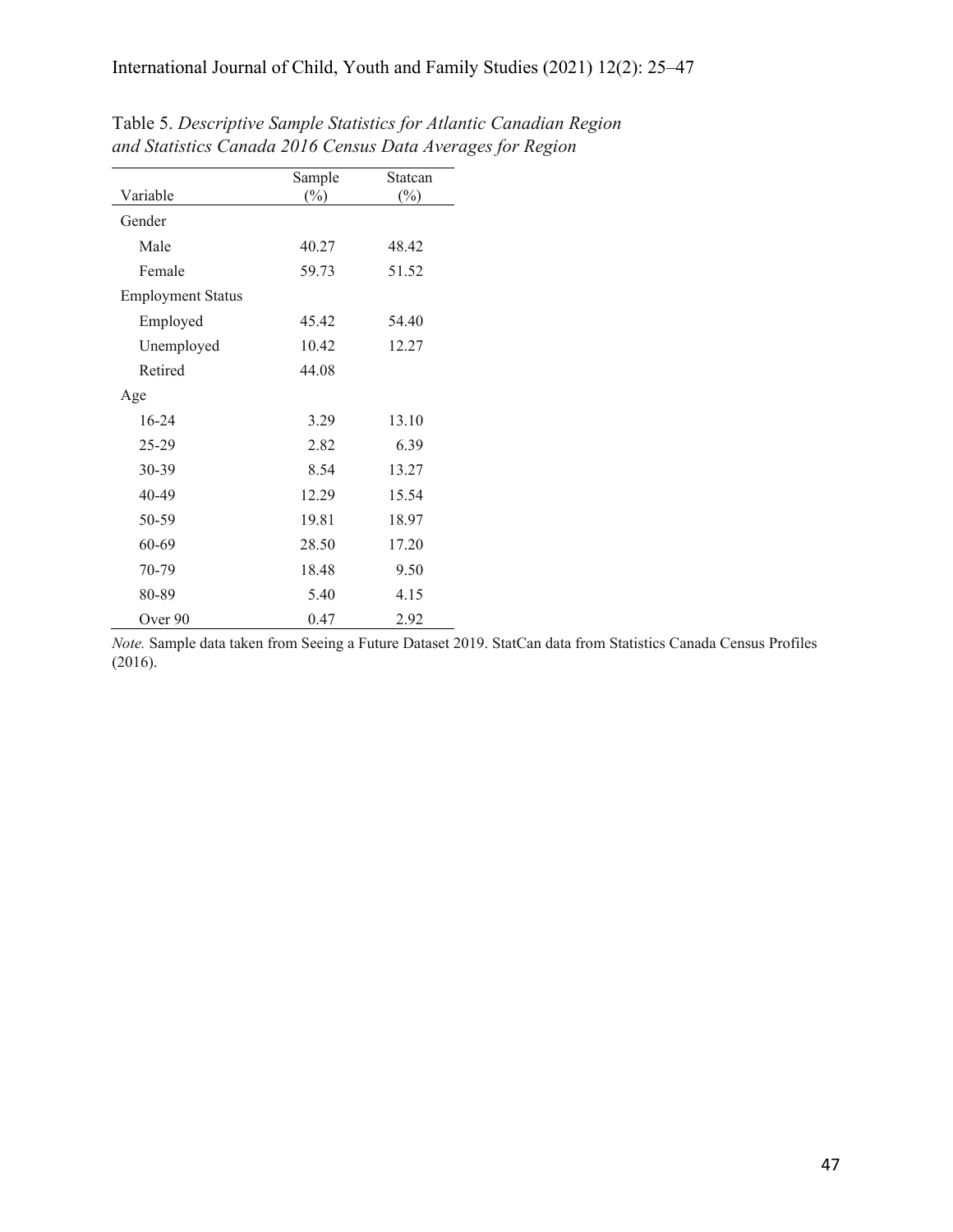Table 5. *Descriptive Sample Statistics for Atlantic Canadian Region and Statistics Canada 2016 Census Data Averages for Region*

| Variable | Sample (%) | Statcan (%) |
|---|---|---|
| Gender | | |
| Male | 40.27 | 48.42 |
| Female | 59.73 | 51.52 |
| Employment Status | | |
| Employed | 45.42 | 54.40 |
| Unemployed | 10.42 | 12.27 |
| Retired | 44.08 | |
| Age | | |
| 16-24 | 3.29 | 13.10 |
| 25-29 | 2.82 | 6.39 |
| 30-39 | 8.54 | 13.27 |
| 40-49 | 12.29 | 15.54 |
| 50-59 | 19.81 | 18.97 |
| 60-69 | 28.50 | 17.20 |
| 70-79 | 18.48 | 9.50 |
| 80-89 | 5.40 | 4.15 |
| Over 90 | 0.47 | 2.92 |

*Note.* Sample data taken from Seeing a Future Dataset 2019. StatCan data from Statistics Canada Census Profiles (2016).